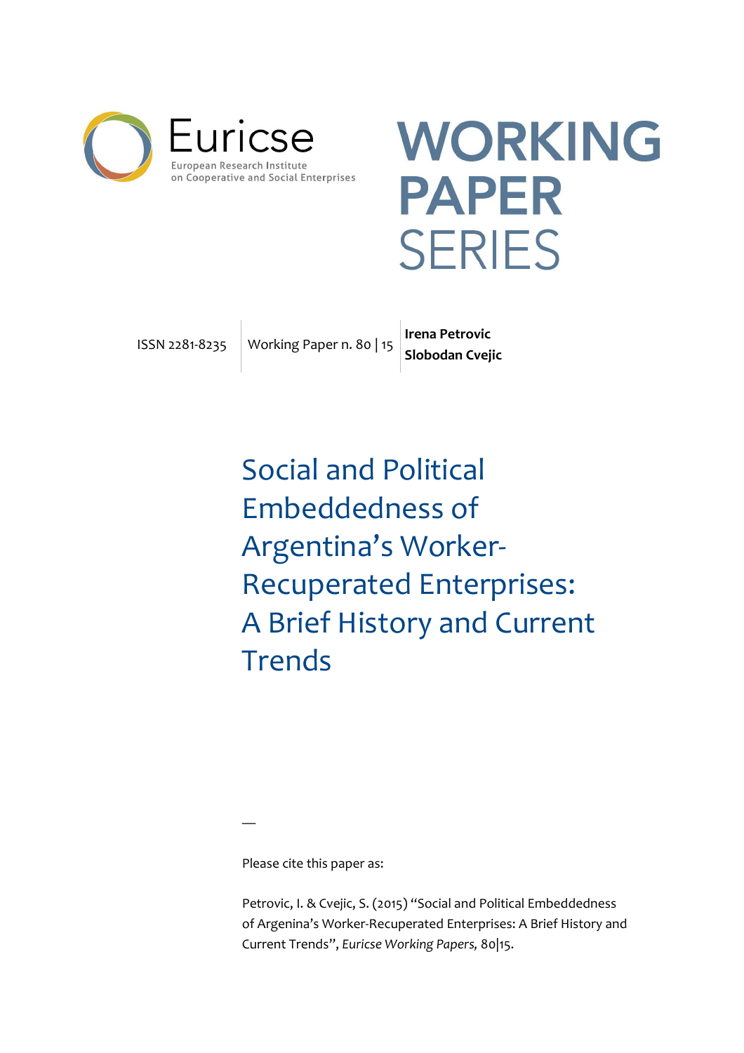Euricse

European Research Institute on Cooperative and Social Enterprises

# WORKING PAPER SERIES

ISSN 2281-8235 | Working Paper n. 80 | 15 | **Irena Petrovic** **Slobodan Cvejic**

# Social and Political Embeddedness of Argentina's Worker-Recuperated Enterprises: A Brief History and Current Trends

—

Please cite this paper as:

Petrovic, I. & Cvejic, S. (2015) "Social and Political Embeddedness of Argenina's Worker-Recuperated Enterprises: A Brief History and Current Trends", *Euricse Working Papers,* 80|15.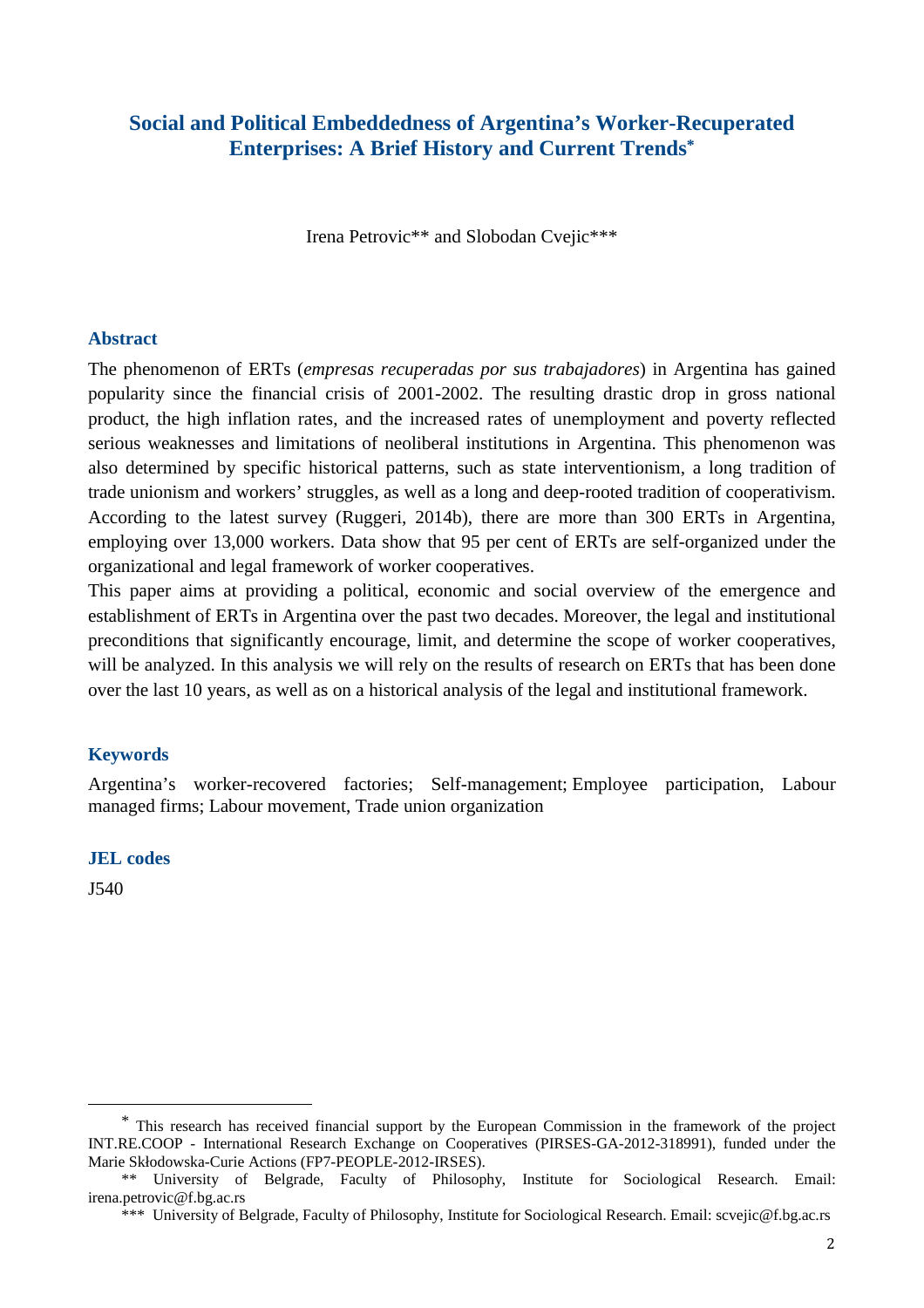# Social and Political Embeddedness of Argentina's Worker-Recuperated Enterprises: A Brief History and Current Trends[*]

Irena Petrovic[**] and Slobodan Cvejic[***]

## Abstract

The phenomenon of ERTs (*empresas recuperadas por sus trabajadores*) in Argentina has gained popularity since the financial crisis of 2001-2002. The resulting drastic drop in gross national product, the high inflation rates, and the increased rates of unemployment and poverty reflected serious weaknesses and limitations of neoliberal institutions in Argentina. This phenomenon was also determined by specific historical patterns, such as state interventionism, a long tradition of trade unionism and workers' struggles, as well as a long and deep-rooted tradition of cooperativism. According to the latest survey (Ruggeri, 2014b), there are more than 300 ERTs in Argentina, employing over 13,000 workers. Data show that 95 per cent of ERTs are self-organized under the organizational and legal framework of worker cooperatives.

This paper aims at providing a political, economic and social overview of the emergence and establishment of ERTs in Argentina over the past two decades. Moreover, the legal and institutional preconditions that significantly encourage, limit, and determine the scope of worker cooperatives, will be analyzed. In this analysis we will rely on the results of research on ERTs that has been done over the last 10 years, as well as on a historical analysis of the legal and institutional framework.

## Keywords

Argentina's worker-recovered factories; Self-management; Employee participation, Labour managed firms; Labour movement, Trade union organization

## JEL codes

J540

---

[*] This research has received financial support by the European Commission in the framework of the project INT.RE.COOP - International Research Exchange on Cooperatives (PIRSES-GA-2012-318991), funded under the Marie Skłodowska-Curie Actions (FP7-PEOPLE-2012-IRSES).

[**] University of Belgrade, Faculty of Philosophy, Institute for Sociological Research. Email: irena.petrovic@f.bg.ac.rs

[***] University of Belgrade, Faculty of Philosophy, Institute for Sociological Research. Email: scvejic@f.bg.ac.rs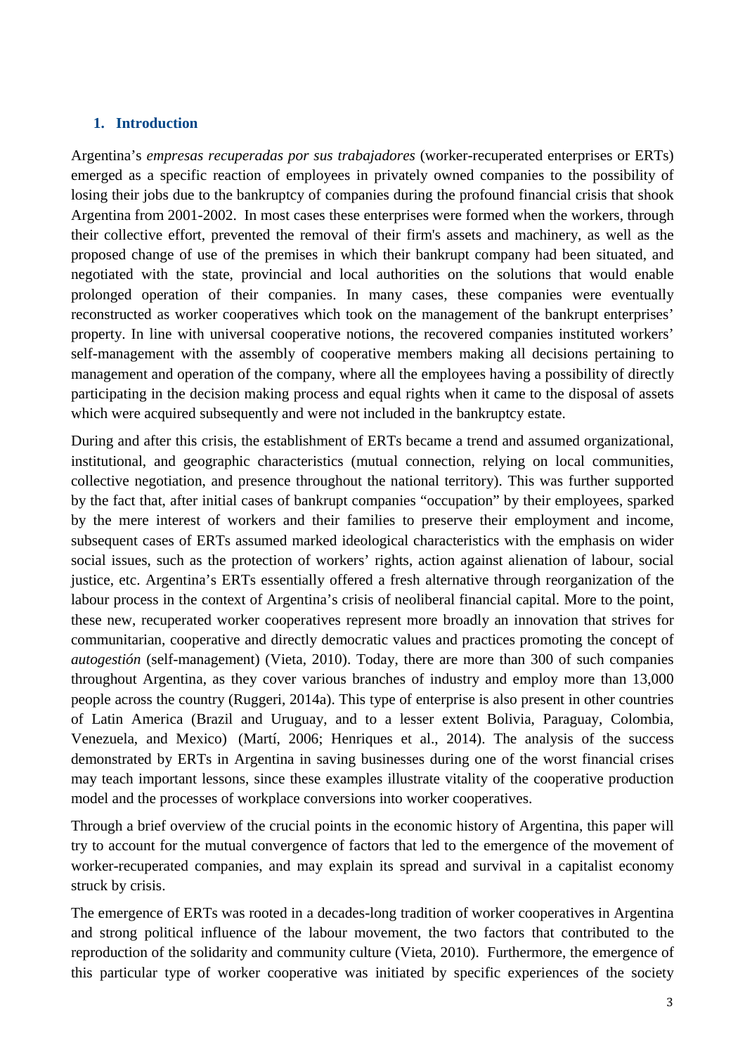## 1. Introduction

Argentina's *empresas recuperadas por sus trabajadores* (worker-recuperated enterprises or ERTs) emerged as a specific reaction of employees in privately owned companies to the possibility of losing their jobs due to the bankruptcy of companies during the profound financial crisis that shook Argentina from 2001-2002. In most cases these enterprises were formed when the workers, through their collective effort, prevented the removal of their firm's assets and machinery, as well as the proposed change of use of the premises in which their bankrupt company had been situated, and negotiated with the state, provincial and local authorities on the solutions that would enable prolonged operation of their companies. In many cases, these companies were eventually reconstructed as worker cooperatives which took on the management of the bankrupt enterprises' property. In line with universal cooperative notions, the recovered companies instituted workers' self-management with the assembly of cooperative members making all decisions pertaining to management and operation of the company, where all the employees having a possibility of directly participating in the decision making process and equal rights when it came to the disposal of assets which were acquired subsequently and were not included in the bankruptcy estate.

During and after this crisis, the establishment of ERTs became a trend and assumed organizational, institutional, and geographic characteristics (mutual connection, relying on local communities, collective negotiation, and presence throughout the national territory). This was further supported by the fact that, after initial cases of bankrupt companies "occupation" by their employees, sparked by the mere interest of workers and their families to preserve their employment and income, subsequent cases of ERTs assumed marked ideological characteristics with the emphasis on wider social issues, such as the protection of workers' rights, action against alienation of labour, social justice, etc. Argentina's ERTs essentially offered a fresh alternative through reorganization of the labour process in the context of Argentina's crisis of neoliberal financial capital. More to the point, these new, recuperated worker cooperatives represent more broadly an innovation that strives for communitarian, cooperative and directly democratic values and practices promoting the concept of *autogestión* (self-management) (Vieta, 2010). Today, there are more than 300 of such companies throughout Argentina, as they cover various branches of industry and employ more than 13,000 people across the country (Ruggeri, 2014a). This type of enterprise is also present in other countries of Latin America (Brazil and Uruguay, and to a lesser extent Bolivia, Paraguay, Colombia, Venezuela, and Mexico) (Martí, 2006; Henriques et al., 2014). The analysis of the success demonstrated by ERTs in Argentina in saving businesses during one of the worst financial crises may teach important lessons, since these examples illustrate vitality of the cooperative production model and the processes of workplace conversions into worker cooperatives.

Through a brief overview of the crucial points in the economic history of Argentina, this paper will try to account for the mutual convergence of factors that led to the emergence of the movement of worker-recuperated companies, and may explain its spread and survival in a capitalist economy struck by crisis.

The emergence of ERTs was rooted in a decades-long tradition of worker cooperatives in Argentina and strong political influence of the labour movement, the two factors that contributed to the reproduction of the solidarity and community culture (Vieta, 2010). Furthermore, the emergence of this particular type of worker cooperative was initiated by specific experiences of the society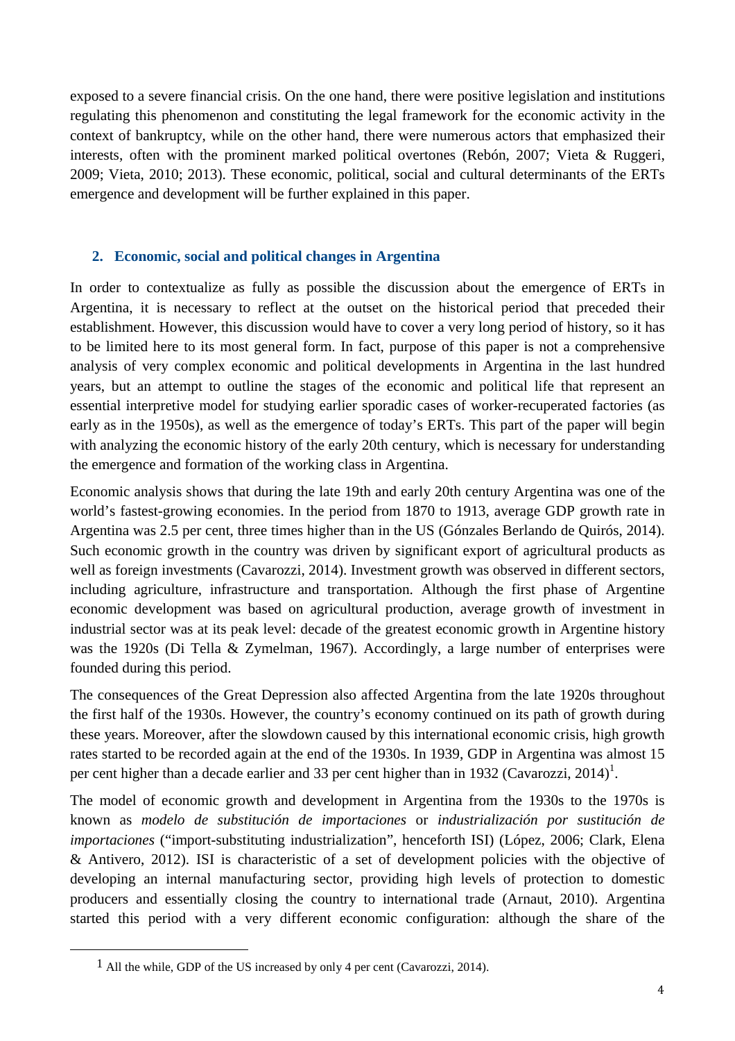exposed to a severe financial crisis. On the one hand, there were positive legislation and institutions regulating this phenomenon and constituting the legal framework for the economic activity in the context of bankruptcy, while on the other hand, there were numerous actors that emphasized their interests, often with the prominent marked political overtones (Rebón, 2007; Vieta & Ruggeri, 2009; Vieta, 2010; 2013). These economic, political, social and cultural determinants of the ERTs emergence and development will be further explained in this paper.

## 2. Economic, social and political changes in Argentina

In order to contextualize as fully as possible the discussion about the emergence of ERTs in Argentina, it is necessary to reflect at the outset on the historical period that preceded their establishment. However, this discussion would have to cover a very long period of history, so it has to be limited here to its most general form. In fact, purpose of this paper is not a comprehensive analysis of very complex economic and political developments in Argentina in the last hundred years, but an attempt to outline the stages of the economic and political life that represent an essential interpretive model for studying earlier sporadic cases of worker-recuperated factories (as early as in the 1950s), as well as the emergence of today's ERTs. This part of the paper will begin with analyzing the economic history of the early 20th century, which is necessary for understanding the emergence and formation of the working class in Argentina.

Economic analysis shows that during the late 19th and early 20th century Argentina was one of the world's fastest-growing economies. In the period from 1870 to 1913, average GDP growth rate in Argentina was 2.5 per cent, three times higher than in the US (Gónzales Berlando de Quirós, 2014). Such economic growth in the country was driven by significant export of agricultural products as well as foreign investments (Cavarozzi, 2014). Investment growth was observed in different sectors, including agriculture, infrastructure and transportation. Although the first phase of Argentine economic development was based on agricultural production, average growth of investment in industrial sector was at its peak level: decade of the greatest economic growth in Argentine history was the 1920s (Di Tella & Zymelman, 1967). Accordingly, a large number of enterprises were founded during this period.

The consequences of the Great Depression also affected Argentina from the late 1920s throughout the first half of the 1930s. However, the country's economy continued on its path of growth during these years. Moreover, after the slowdown caused by this international economic crisis, high growth rates started to be recorded again at the end of the 1930s. In 1939, GDP in Argentina was almost 15 per cent higher than a decade earlier and 33 per cent higher than in 1932 (Cavarozzi, 2014)[1].

The model of economic growth and development in Argentina from the 1930s to the 1970s is known as *modelo de substitución de importaciones* or *industrialización por sustitución de importaciones* ("import-substituting industrialization", henceforth ISI) (López, 2006; Clark, Elena & Antivero, 2012). ISI is characteristic of a set of development policies with the objective of developing an internal manufacturing sector, providing high levels of protection to domestic producers and essentially closing the country to international trade (Arnaut, 2010). Argentina started this period with a very different economic configuration: although the share of the

[1] All the while, GDP of the US increased by only 4 per cent (Cavarozzi, 2014).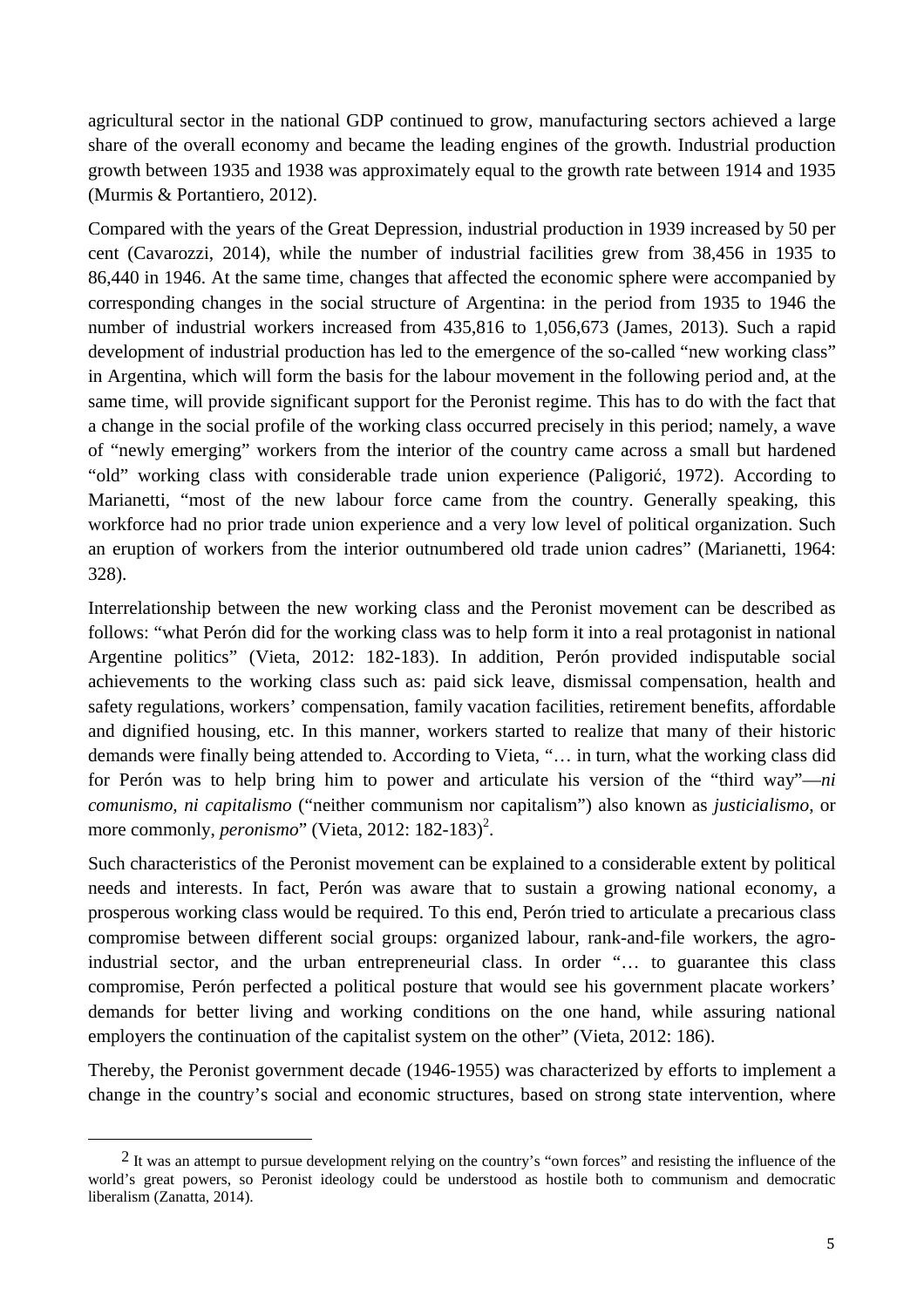agricultural sector in the national GDP continued to grow, manufacturing sectors achieved a large share of the overall economy and became the leading engines of the growth. Industrial production growth between 1935 and 1938 was approximately equal to the growth rate between 1914 and 1935 (Murmis & Portantiero, 2012).

Compared with the years of the Great Depression, industrial production in 1939 increased by 50 per cent (Cavarozzi, 2014), while the number of industrial facilities grew from 38,456 in 1935 to 86,440 in 1946. At the same time, changes that affected the economic sphere were accompanied by corresponding changes in the social structure of Argentina: in the period from 1935 to 1946 the number of industrial workers increased from 435,816 to 1,056,673 (James, 2013). Such a rapid development of industrial production has led to the emergence of the so-called "new working class" in Argentina, which will form the basis for the labour movement in the following period and, at the same time, will provide significant support for the Peronist regime. This has to do with the fact that a change in the social profile of the working class occurred precisely in this period; namely, a wave of "newly emerging" workers from the interior of the country came across a small but hardened "old" working class with considerable trade union experience (Paligorić, 1972). According to Marianetti, "most of the new labour force came from the country. Generally speaking, this workforce had no prior trade union experience and a very low level of political organization. Such an eruption of workers from the interior outnumbered old trade union cadres" (Marianetti, 1964: 328).

Interrelationship between the new working class and the Peronist movement can be described as follows: "what Perón did for the working class was to help form it into a real protagonist in national Argentine politics" (Vieta, 2012: 182-183). In addition, Perón provided indisputable social achievements to the working class such as: paid sick leave, dismissal compensation, health and safety regulations, workers' compensation, family vacation facilities, retirement benefits, affordable and dignified housing, etc. In this manner, workers started to realize that many of their historic demands were finally being attended to. According to Vieta, "… in turn, what the working class did for Perón was to help bring him to power and articulate his version of the "third way"—*ni comunismo, ni capitalismo* ("neither communism nor capitalism") also known as *justicialismo*, or more commonly, *peronismo*" (Vieta, 2012: 182-183)[2].

Such characteristics of the Peronist movement can be explained to a considerable extent by political needs and interests. In fact, Perón was aware that to sustain a growing national economy, a prosperous working class would be required. To this end, Perón tried to articulate a precarious class compromise between different social groups: organized labour, rank-and-file workers, the agro-industrial sector, and the urban entrepreneurial class. In order "… to guarantee this class compromise, Perón perfected a political posture that would see his government placate workers' demands for better living and working conditions on the one hand, while assuring national employers the continuation of the capitalist system on the other" (Vieta, 2012: 186).

Thereby, the Peronist government decade (1946-1955) was characterized by efforts to implement a change in the country's social and economic structures, based on strong state intervention, where

---

[2] It was an attempt to pursue development relying on the country's "own forces" and resisting the influence of the world's great powers, so Peronist ideology could be understood as hostile both to communism and democratic liberalism (Zanatta, 2014).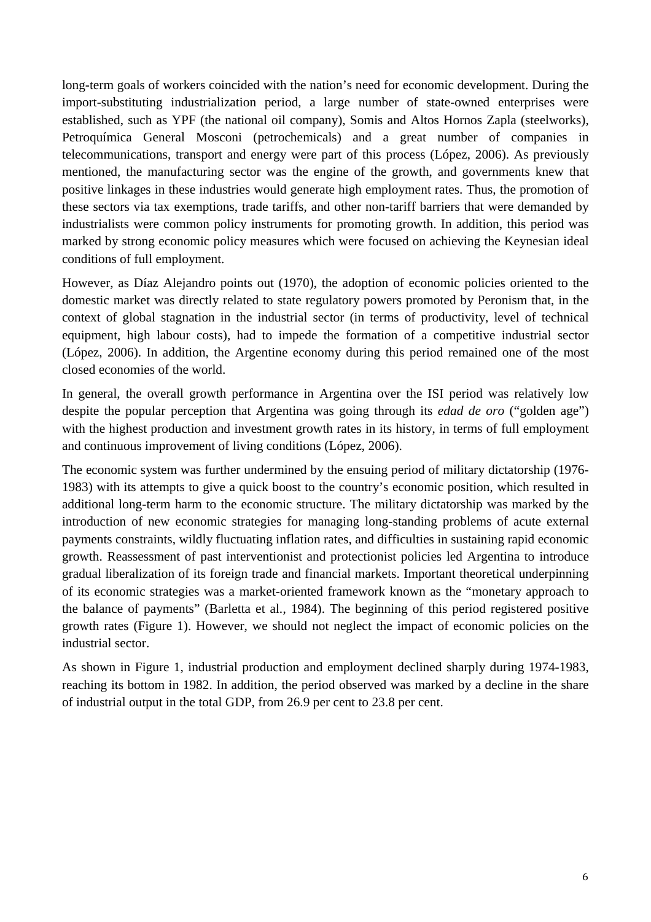long-term goals of workers coincided with the nation's need for economic development. During the import-substituting industrialization period, a large number of state-owned enterprises were established, such as YPF (the national oil company), Somis and Altos Hornos Zapla (steelworks), Petroquímica General Mosconi (petrochemicals) and a great number of companies in telecommunications, transport and energy were part of this process (López, 2006). As previously mentioned, the manufacturing sector was the engine of the growth, and governments knew that positive linkages in these industries would generate high employment rates. Thus, the promotion of these sectors via tax exemptions, trade tariffs, and other non-tariff barriers that were demanded by industrialists were common policy instruments for promoting growth. In addition, this period was marked by strong economic policy measures which were focused on achieving the Keynesian ideal conditions of full employment.

However, as Díaz Alejandro points out (1970), the adoption of economic policies oriented to the domestic market was directly related to state regulatory powers promoted by Peronism that, in the context of global stagnation in the industrial sector (in terms of productivity, level of technical equipment, high labour costs), had to impede the formation of a competitive industrial sector (López, 2006). In addition, the Argentine economy during this period remained one of the most closed economies of the world.

In general, the overall growth performance in Argentina over the ISI period was relatively low despite the popular perception that Argentina was going through its *edad de oro* ("golden age") with the highest production and investment growth rates in its history, in terms of full employment and continuous improvement of living conditions (López, 2006).

The economic system was further undermined by the ensuing period of military dictatorship (1976-1983) with its attempts to give a quick boost to the country's economic position, which resulted in additional long-term harm to the economic structure. The military dictatorship was marked by the introduction of new economic strategies for managing long-standing problems of acute external payments constraints, wildly fluctuating inflation rates, and difficulties in sustaining rapid economic growth. Reassessment of past interventionist and protectionist policies led Argentina to introduce gradual liberalization of its foreign trade and financial markets. Important theoretical underpinning of its economic strategies was a market-oriented framework known as the "monetary approach to the balance of payments" (Barletta et al., 1984). The beginning of this period registered positive growth rates (Figure 1). However, we should not neglect the impact of economic policies on the industrial sector.

As shown in Figure 1, industrial production and employment declined sharply during 1974-1983, reaching its bottom in 1982. In addition, the period observed was marked by a decline in the share of industrial output in the total GDP, from 26.9 per cent to 23.8 per cent.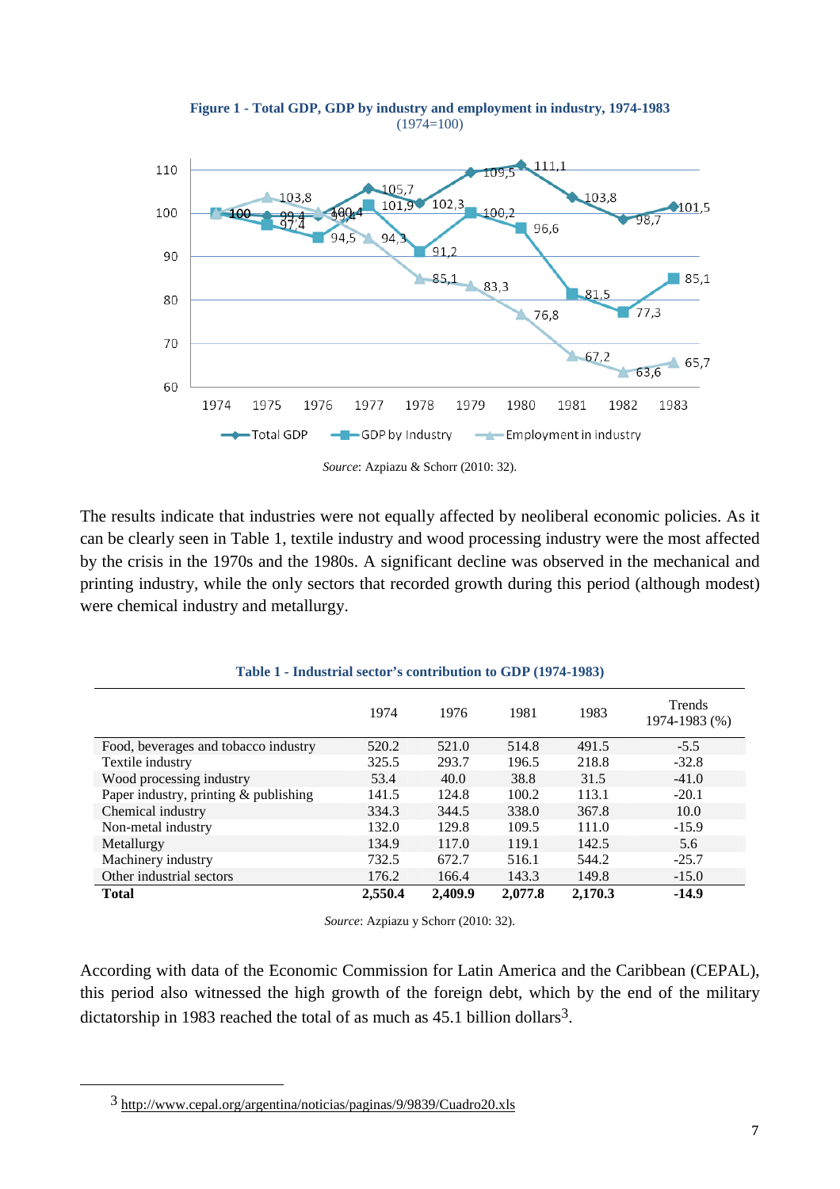**Figure 1 - Total GDP, GDP by industry and employment in industry, 1974-1983**
(1974=100)

*Source*: Azpiazu & Schorr (2010: 32).

The results indicate that industries were not equally affected by neoliberal economic policies. As it can be clearly seen in Table 1, textile industry and wood processing industry were the most affected by the crisis in the 1970s and the 1980s. A significant decline was observed in the mechanical and printing industry, while the only sectors that recorded growth during this period (although modest) were chemical industry and metallurgy.

**Table 1 - Industrial sector's contribution to GDP (1974-1983)**

| | 1974 | 1976 | 1981 | 1983 | Trends 1974-1983 (%) |
|---|---|---|---|---|---|
| Food, beverages and tobacco industry | 520.2 | 521.0 | 514.8 | 491.5 | -5.5 |
| Textile industry | 325.5 | 293.7 | 196.5 | 218.8 | -32.8 |
| Wood processing industry | 53.4 | 40.0 | 38.8 | 31.5 | -41.0 |
| Paper industry, printing & publishing | 141.5 | 124.8 | 100.2 | 113.1 | -20.1 |
| Chemical industry | 334.3 | 344.5 | 338.0 | 367.8 | 10.0 |
| Non-metal industry | 132.0 | 129.8 | 109.5 | 111.0 | -15.9 |
| Metallurgy | 134.9 | 117.0 | 119.1 | 142.5 | 5.6 |
| Machinery industry | 732.5 | 672.7 | 516.1 | 544.2 | -25.7 |
| Other industrial sectors | 176.2 | 166.4 | 143.3 | 149.8 | -15.0 |
| **Total** | **2,550.4** | **2,409.9** | **2,077.8** | **2,170.3** | **-14.9** |

*Source*: Azpiazu y Schorr (2010: 32).

According with data of the Economic Commission for Latin America and the Caribbean (CEPAL), this period also witnessed the high growth of the foreign debt, which by the end of the military dictatorship in 1983 reached the total of as much as 45.1 billion dollars[3].

[3] http://www.cepal.org/argentina/noticias/paginas/9/9839/Cuadro20.xls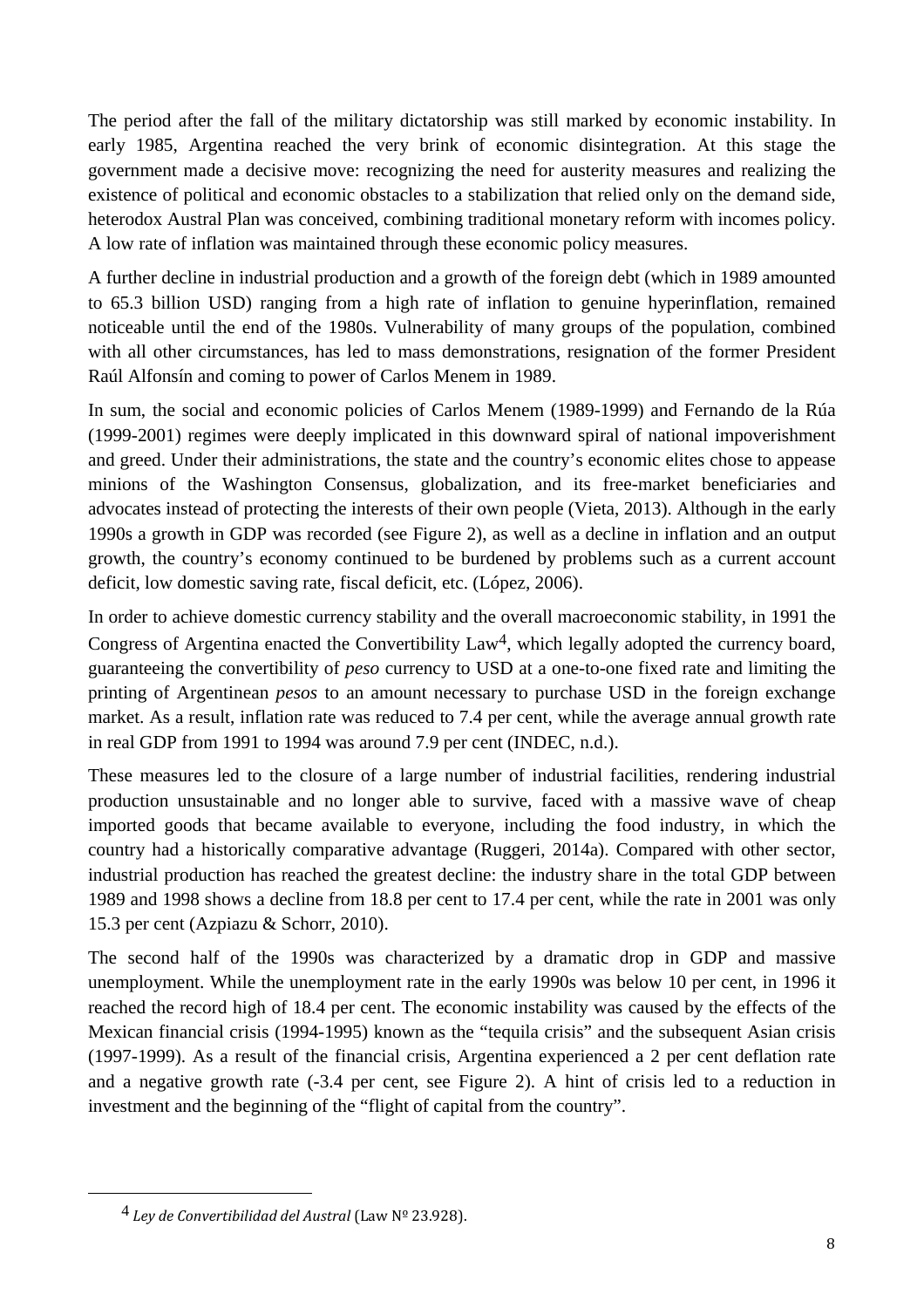The period after the fall of the military dictatorship was still marked by economic instability. In early 1985, Argentina reached the very brink of economic disintegration. At this stage the government made a decisive move: recognizing the need for austerity measures and realizing the existence of political and economic obstacles to a stabilization that relied only on the demand side, heterodox Austral Plan was conceived, combining traditional monetary reform with incomes policy. A low rate of inflation was maintained through these economic policy measures.

A further decline in industrial production and a growth of the foreign debt (which in 1989 amounted to 65.3 billion USD) ranging from a high rate of inflation to genuine hyperinflation, remained noticeable until the end of the 1980s. Vulnerability of many groups of the population, combined with all other circumstances, has led to mass demonstrations, resignation of the former President Raúl Alfonsín and coming to power of Carlos Menem in 1989.

In sum, the social and economic policies of Carlos Menem (1989-1999) and Fernando de la Rúa (1999-2001) regimes were deeply implicated in this downward spiral of national impoverishment and greed. Under their administrations, the state and the country's economic elites chose to appease minions of the Washington Consensus, globalization, and its free-market beneficiaries and advocates instead of protecting the interests of their own people (Vieta, 2013). Although in the early 1990s a growth in GDP was recorded (see Figure 2), as well as a decline in inflation and an output growth, the country's economy continued to be burdened by problems such as a current account deficit, low domestic saving rate, fiscal deficit, etc. (López, 2006).

In order to achieve domestic currency stability and the overall macroeconomic stability, in 1991 the Congress of Argentina enacted the Convertibility Law[4], which legally adopted the currency board, guaranteeing the convertibility of *peso* currency to USD at a one-to-one fixed rate and limiting the printing of Argentinean *pesos* to an amount necessary to purchase USD in the foreign exchange market. As a result, inflation rate was reduced to 7.4 per cent, while the average annual growth rate in real GDP from 1991 to 1994 was around 7.9 per cent (INDEC, n.d.).

These measures led to the closure of a large number of industrial facilities, rendering industrial production unsustainable and no longer able to survive, faced with a massive wave of cheap imported goods that became available to everyone, including the food industry, in which the country had a historically comparative advantage (Ruggeri, 2014a). Compared with other sector, industrial production has reached the greatest decline: the industry share in the total GDP between 1989 and 1998 shows a decline from 18.8 per cent to 17.4 per cent, while the rate in 2001 was only 15.3 per cent (Azpiazu & Schorr, 2010).

The second half of the 1990s was characterized by a dramatic drop in GDP and massive unemployment. While the unemployment rate in the early 1990s was below 10 per cent, in 1996 it reached the record high of 18.4 per cent. The economic instability was caused by the effects of the Mexican financial crisis (1994-1995) known as the "tequila crisis" and the subsequent Asian crisis (1997-1999). As a result of the financial crisis, Argentina experienced a 2 per cent deflation rate and a negative growth rate (-3.4 per cent, see Figure 2). A hint of crisis led to a reduction in investment and the beginning of the "flight of capital from the country".

---

[4] *Ley de Convertibilidad del Austral* (Law Nº 23.928).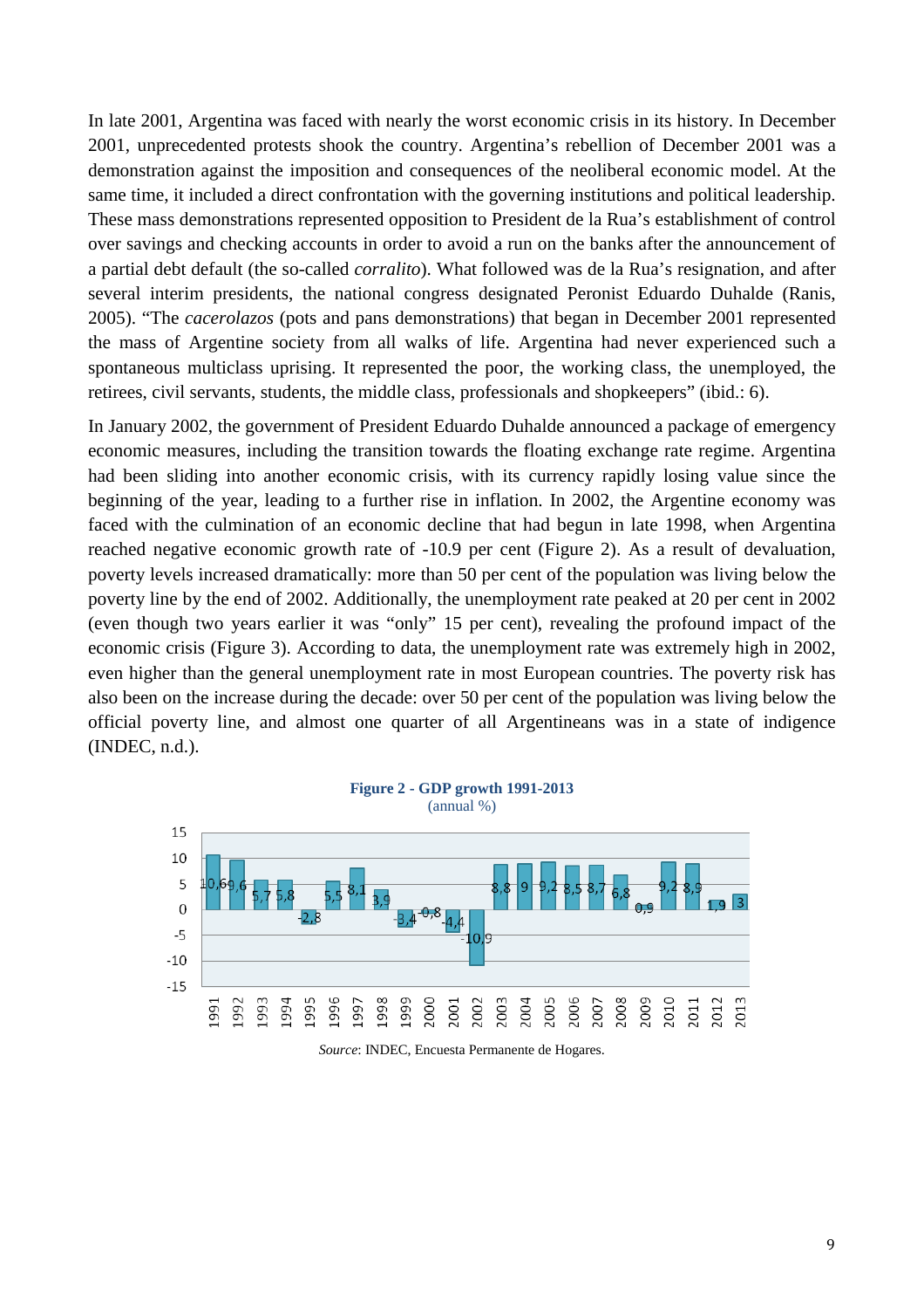In late 2001, Argentina was faced with nearly the worst economic crisis in its history. In December 2001, unprecedented protests shook the country. Argentina's rebellion of December 2001 was a demonstration against the imposition and consequences of the neoliberal economic model. At the same time, it included a direct confrontation with the governing institutions and political leadership. These mass demonstrations represented opposition to President de la Rua's establishment of control over savings and checking accounts in order to avoid a run on the banks after the announcement of a partial debt default (the so-called *corralito*). What followed was de la Rua's resignation, and after several interim presidents, the national congress designated Peronist Eduardo Duhalde (Ranis, 2005). "The *cacerolazos* (pots and pans demonstrations) that began in December 2001 represented the mass of Argentine society from all walks of life. Argentina had never experienced such a spontaneous multiclass uprising. It represented the poor, the working class, the unemployed, the retirees, civil servants, students, the middle class, professionals and shopkeepers" (ibid.: 6).

In January 2002, the government of President Eduardo Duhalde announced a package of emergency economic measures, including the transition towards the floating exchange rate regime. Argentina had been sliding into another economic crisis, with its currency rapidly losing value since the beginning of the year, leading to a further rise in inflation. In 2002, the Argentine economy was faced with the culmination of an economic decline that had begun in late 1998, when Argentina reached negative economic growth rate of -10.9 per cent (Figure 2). As a result of devaluation, poverty levels increased dramatically: more than 50 per cent of the population was living below the poverty line by the end of 2002. Additionally, the unemployment rate peaked at 20 per cent in 2002 (even though two years earlier it was "only" 15 per cent), revealing the profound impact of the economic crisis (Figure 3). According to data, the unemployment rate was extremely high in 2002, even higher than the general unemployment rate in most European countries. The poverty risk has also been on the increase during the decade: over 50 per cent of the population was living below the official poverty line, and almost one quarter of all Argentineans was in a state of indigence (INDEC, n.d.).

**Figure 2 - GDP growth 1991-2013**
(annual %)

| Year | 1991 | 1992 | 1993 | 1994 | 1995 | 1996 | 1997 | 1998 | 1999 | 2000 | 2001 | 2002 | 2003 | 2004 | 2005 | 2006 | 2007 | 2008 | 2009 | 2010 | 2011 | 2012 | 2013 |
|---|---|---|---|---|---|---|---|---|---|---|---|---|---|---|---|---|---|---|---|---|---|---|---|
| GDP growth (%) | 10,6 | 9,6 | 5,7 | 5,8 | -2,8 | 5,5 | 8,1 | 3,9 | -3,4 | -0,8 | -4,4 | -10,9 | 8,8 | 9 | 9,2 | 8,5 | 8,7 | 6,8 | 0,9 | 9,2 | 8,9 | 1,9 | 3 |

*Source*: INDEC, Encuesta Permanente de Hogares.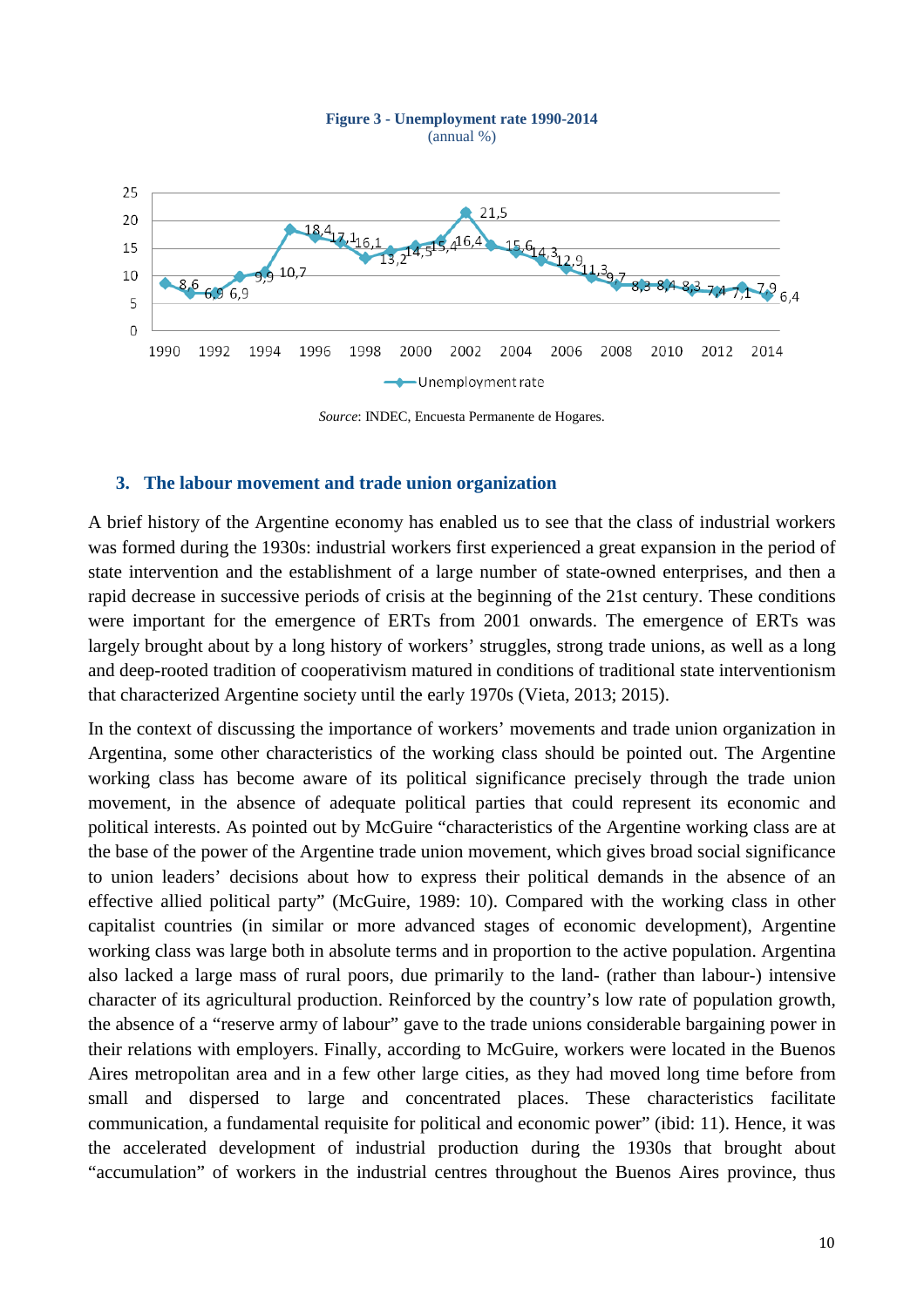**Figure 3 - Unemployment rate 1990-2014**
(annual %)

*Source*: INDEC, Encuesta Permanente de Hogares.

## 3. The labour movement and trade union organization

A brief history of the Argentine economy has enabled us to see that the class of industrial workers was formed during the 1930s: industrial workers first experienced a great expansion in the period of state intervention and the establishment of a large number of state-owned enterprises, and then a rapid decrease in successive periods of crisis at the beginning of the 21st century. These conditions were important for the emergence of ERTs from 2001 onwards. The emergence of ERTs was largely brought about by a long history of workers' struggles, strong trade unions, as well as a long and deep-rooted tradition of cooperativism matured in conditions of traditional state interventionism that characterized Argentine society until the early 1970s (Vieta, 2013; 2015).

In the context of discussing the importance of workers' movements and trade union organization in Argentina, some other characteristics of the working class should be pointed out. The Argentine working class has become aware of its political significance precisely through the trade union movement, in the absence of adequate political parties that could represent its economic and political interests. As pointed out by McGuire "characteristics of the Argentine working class are at the base of the power of the Argentine trade union movement, which gives broad social significance to union leaders' decisions about how to express their political demands in the absence of an effective allied political party" (McGuire, 1989: 10). Compared with the working class in other capitalist countries (in similar or more advanced stages of economic development), Argentine working class was large both in absolute terms and in proportion to the active population. Argentina also lacked a large mass of rural poors, due primarily to the land- (rather than labour-) intensive character of its agricultural production. Reinforced by the country's low rate of population growth, the absence of a "reserve army of labour" gave to the trade unions considerable bargaining power in their relations with employers. Finally, according to McGuire, workers were located in the Buenos Aires metropolitan area and in a few other large cities, as they had moved long time before from small and dispersed to large and concentrated places. These characteristics facilitate communication, a fundamental requisite for political and economic power" (ibid: 11). Hence, it was the accelerated development of industrial production during the 1930s that brought about "accumulation" of workers in the industrial centres throughout the Buenos Aires province, thus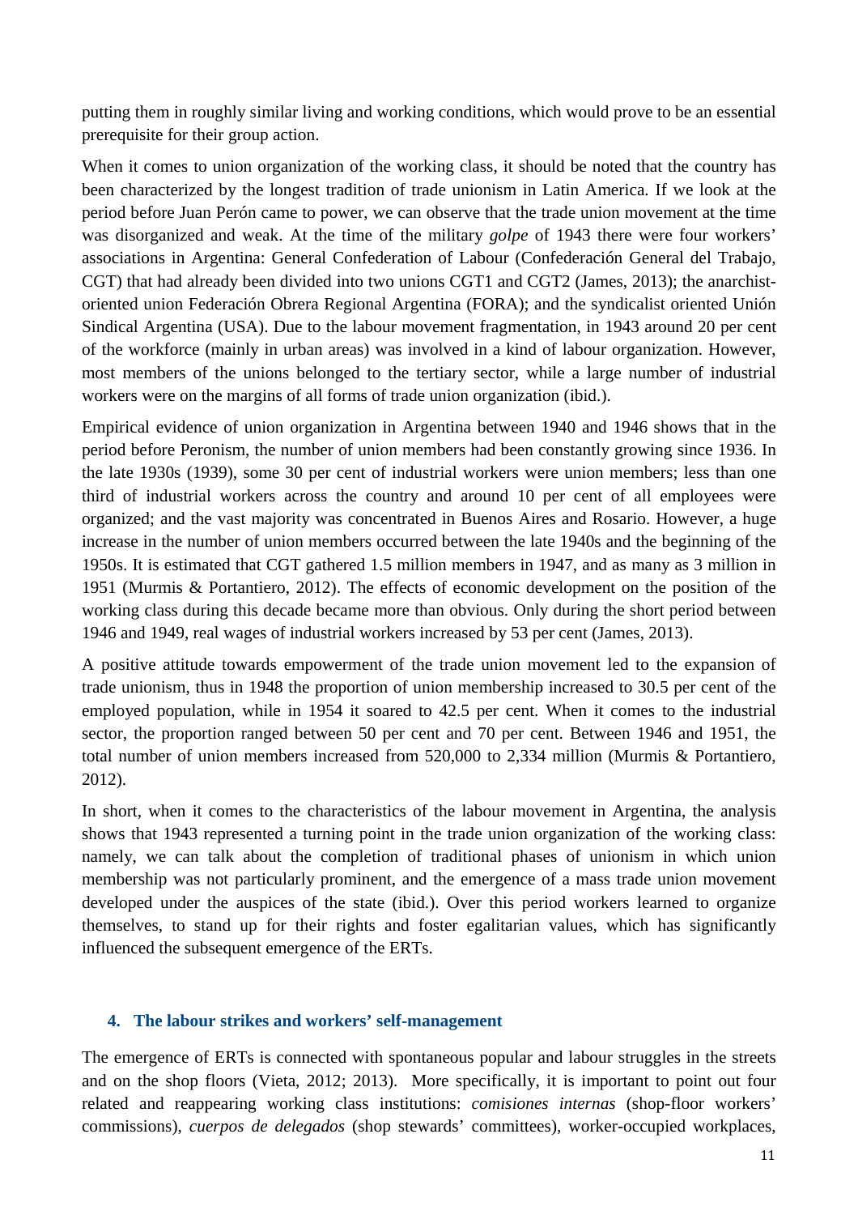putting them in roughly similar living and working conditions, which would prove to be an essential prerequisite for their group action.

When it comes to union organization of the working class, it should be noted that the country has been characterized by the longest tradition of trade unionism in Latin America. If we look at the period before Juan Perón came to power, we can observe that the trade union movement at the time was disorganized and weak. At the time of the military *golpe* of 1943 there were four workers' associations in Argentina: General Confederation of Labour (Confederación General del Trabajo, CGT) that had already been divided into two unions CGT1 and CGT2 (James, 2013); the anarchist-oriented union Federación Obrera Regional Argentina (FORA); and the syndicalist oriented Unión Sindical Argentina (USA). Due to the labour movement fragmentation, in 1943 around 20 per cent of the workforce (mainly in urban areas) was involved in a kind of labour organization. However, most members of the unions belonged to the tertiary sector, while a large number of industrial workers were on the margins of all forms of trade union organization (ibid.).

Empirical evidence of union organization in Argentina between 1940 and 1946 shows that in the period before Peronism, the number of union members had been constantly growing since 1936. In the late 1930s (1939), some 30 per cent of industrial workers were union members; less than one third of industrial workers across the country and around 10 per cent of all employees were organized; and the vast majority was concentrated in Buenos Aires and Rosario. However, a huge increase in the number of union members occurred between the late 1940s and the beginning of the 1950s. It is estimated that CGT gathered 1.5 million members in 1947, and as many as 3 million in 1951 (Murmis & Portantiero, 2012). The effects of economic development on the position of the working class during this decade became more than obvious. Only during the short period between 1946 and 1949, real wages of industrial workers increased by 53 per cent (James, 2013).

A positive attitude towards empowerment of the trade union movement led to the expansion of trade unionism, thus in 1948 the proportion of union membership increased to 30.5 per cent of the employed population, while in 1954 it soared to 42.5 per cent. When it comes to the industrial sector, the proportion ranged between 50 per cent and 70 per cent. Between 1946 and 1951, the total number of union members increased from 520,000 to 2,334 million (Murmis & Portantiero, 2012).

In short, when it comes to the characteristics of the labour movement in Argentina, the analysis shows that 1943 represented a turning point in the trade union organization of the working class: namely, we can talk about the completion of traditional phases of unionism in which union membership was not particularly prominent, and the emergence of a mass trade union movement developed under the auspices of the state (ibid.). Over this period workers learned to organize themselves, to stand up for their rights and foster egalitarian values, which has significantly influenced the subsequent emergence of the ERTs.

## 4. The labour strikes and workers' self-management

The emergence of ERTs is connected with spontaneous popular and labour struggles in the streets and on the shop floors (Vieta, 2012; 2013). More specifically, it is important to point out four related and reappearing working class institutions: *comisiones internas* (shop-floor workers' commissions), *cuerpos de delegados* (shop stewards' committees), worker-occupied workplaces,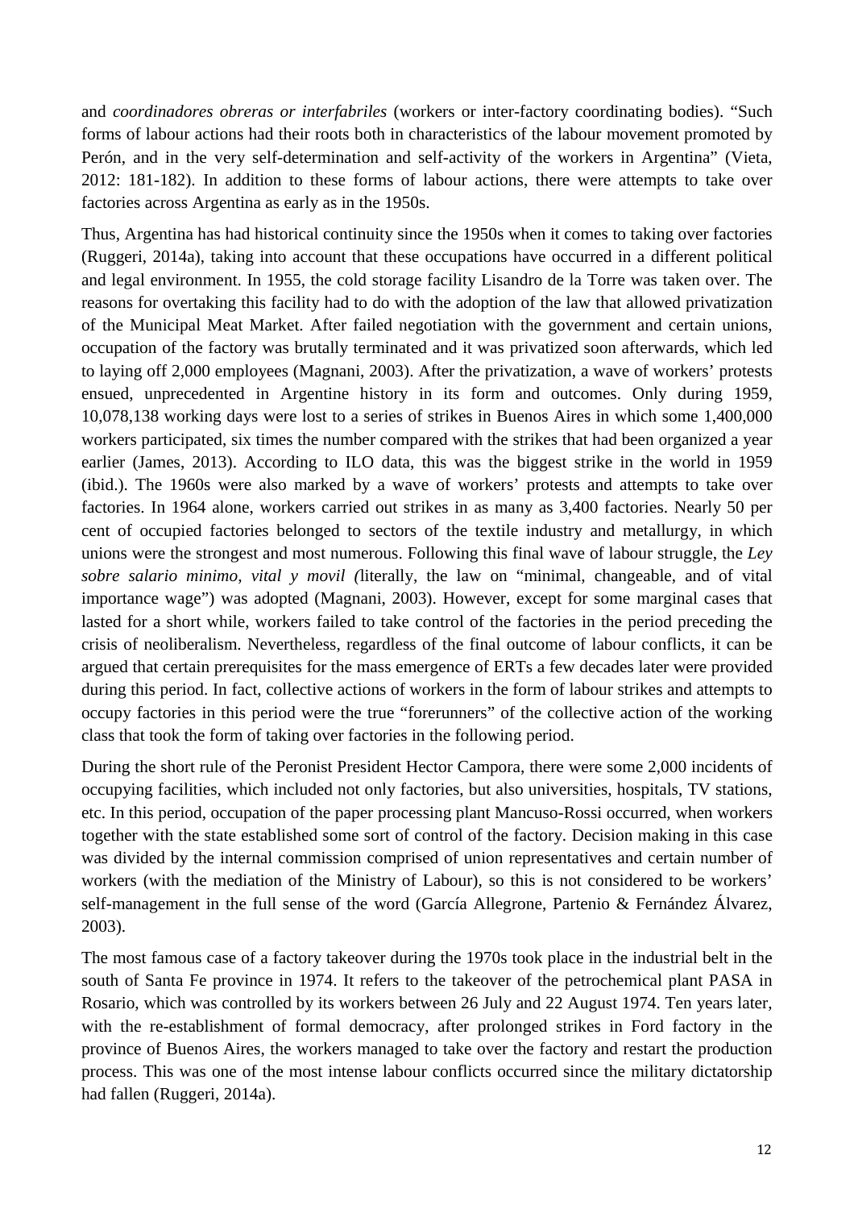and *coordinadores obreras or interfabriles* (workers or inter-factory coordinating bodies). "Such forms of labour actions had their roots both in characteristics of the labour movement promoted by Perón, and in the very self-determination and self-activity of the workers in Argentina" (Vieta, 2012: 181-182). In addition to these forms of labour actions, there were attempts to take over factories across Argentina as early as in the 1950s.

Thus, Argentina has had historical continuity since the 1950s when it comes to taking over factories (Ruggeri, 2014a), taking into account that these occupations have occurred in a different political and legal environment. In 1955, the cold storage facility Lisandro de la Torre was taken over. The reasons for overtaking this facility had to do with the adoption of the law that allowed privatization of the Municipal Meat Market. After failed negotiation with the government and certain unions, occupation of the factory was brutally terminated and it was privatized soon afterwards, which led to laying off 2,000 employees (Magnani, 2003). After the privatization, a wave of workers' protests ensued, unprecedented in Argentine history in its form and outcomes. Only during 1959, 10,078,138 working days were lost to a series of strikes in Buenos Aires in which some 1,400,000 workers participated, six times the number compared with the strikes that had been organized a year earlier (James, 2013). According to ILO data, this was the biggest strike in the world in 1959 (ibid.). The 1960s were also marked by a wave of workers' protests and attempts to take over factories. In 1964 alone, workers carried out strikes in as many as 3,400 factories. Nearly 50 per cent of occupied factories belonged to sectors of the textile industry and metallurgy, in which unions were the strongest and most numerous. Following this final wave of labour struggle, the *Ley sobre salario minimo, vital y movil (*literally, the law on "minimal, changeable, and of vital importance wage") was adopted (Magnani, 2003). However, except for some marginal cases that lasted for a short while, workers failed to take control of the factories in the period preceding the crisis of neoliberalism. Nevertheless, regardless of the final outcome of labour conflicts, it can be argued that certain prerequisites for the mass emergence of ERTs a few decades later were provided during this period. In fact, collective actions of workers in the form of labour strikes and attempts to occupy factories in this period were the true "forerunners" of the collective action of the working class that took the form of taking over factories in the following period.

During the short rule of the Peronist President Hector Campora, there were some 2,000 incidents of occupying facilities, which included not only factories, but also universities, hospitals, TV stations, etc. In this period, occupation of the paper processing plant Mancuso-Rossi occurred, when workers together with the state established some sort of control of the factory. Decision making in this case was divided by the internal commission comprised of union representatives and certain number of workers (with the mediation of the Ministry of Labour), so this is not considered to be workers' self-management in the full sense of the word (García Allegrone, Partenio & Fernández Álvarez, 2003).

The most famous case of a factory takeover during the 1970s took place in the industrial belt in the south of Santa Fe province in 1974. It refers to the takeover of the petrochemical plant PASA in Rosario, which was controlled by its workers between 26 July and 22 August 1974. Ten years later, with the re-establishment of formal democracy, after prolonged strikes in Ford factory in the province of Buenos Aires, the workers managed to take over the factory and restart the production process. This was one of the most intense labour conflicts occurred since the military dictatorship had fallen (Ruggeri, 2014a).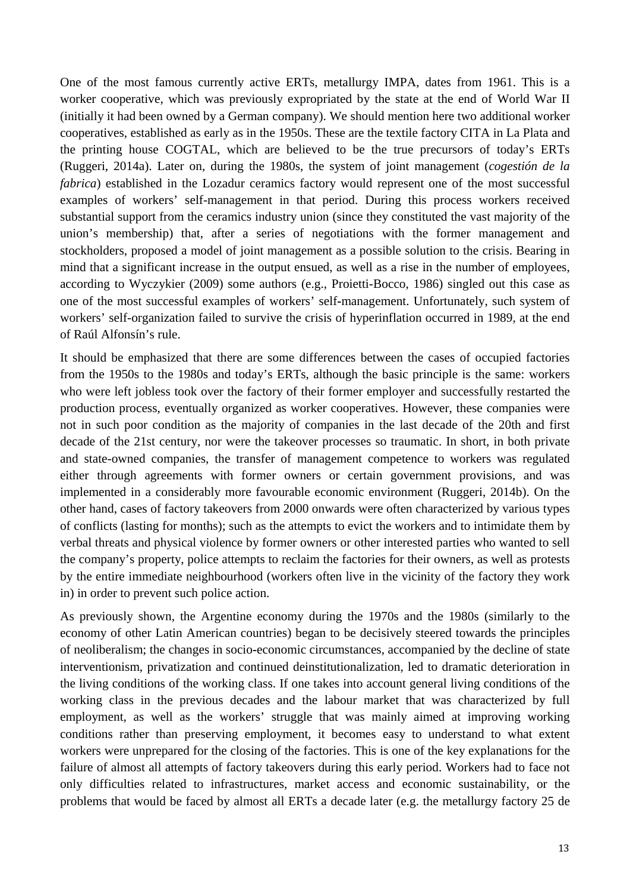One of the most famous currently active ERTs, metallurgy IMPA, dates from 1961. This is a worker cooperative, which was previously expropriated by the state at the end of World War II (initially it had been owned by a German company). We should mention here two additional worker cooperatives, established as early as in the 1950s. These are the textile factory CITA in La Plata and the printing house COGTAL, which are believed to be the true precursors of today's ERTs (Ruggeri, 2014a). Later on, during the 1980s, the system of joint management (*cogestión de la fabrica*) established in the Lozadur ceramics factory would represent one of the most successful examples of workers' self-management in that period. During this process workers received substantial support from the ceramics industry union (since they constituted the vast majority of the union's membership) that, after a series of negotiations with the former management and stockholders, proposed a model of joint management as a possible solution to the crisis. Bearing in mind that a significant increase in the output ensued, as well as a rise in the number of employees, according to Wyczykier (2009) some authors (e.g., Proietti-Bocco, 1986) singled out this case as one of the most successful examples of workers' self-management. Unfortunately, such system of workers' self-organization failed to survive the crisis of hyperinflation occurred in 1989, at the end of Raúl Alfonsín's rule.

It should be emphasized that there are some differences between the cases of occupied factories from the 1950s to the 1980s and today's ERTs, although the basic principle is the same: workers who were left jobless took over the factory of their former employer and successfully restarted the production process, eventually organized as worker cooperatives. However, these companies were not in such poor condition as the majority of companies in the last decade of the 20th and first decade of the 21st century, nor were the takeover processes so traumatic. In short, in both private and state-owned companies, the transfer of management competence to workers was regulated either through agreements with former owners or certain government provisions, and was implemented in a considerably more favourable economic environment (Ruggeri, 2014b). On the other hand, cases of factory takeovers from 2000 onwards were often characterized by various types of conflicts (lasting for months); such as the attempts to evict the workers and to intimidate them by verbal threats and physical violence by former owners or other interested parties who wanted to sell the company's property, police attempts to reclaim the factories for their owners, as well as protests by the entire immediate neighbourhood (workers often live in the vicinity of the factory they work in) in order to prevent such police action.

As previously shown, the Argentine economy during the 1970s and the 1980s (similarly to the economy of other Latin American countries) began to be decisively steered towards the principles of neoliberalism; the changes in socio-economic circumstances, accompanied by the decline of state interventionism, privatization and continued deinstitutionalization, led to dramatic deterioration in the living conditions of the working class. If one takes into account general living conditions of the working class in the previous decades and the labour market that was characterized by full employment, as well as the workers' struggle that was mainly aimed at improving working conditions rather than preserving employment, it becomes easy to understand to what extent workers were unprepared for the closing of the factories. This is one of the key explanations for the failure of almost all attempts of factory takeovers during this early period. Workers had to face not only difficulties related to infrastructures, market access and economic sustainability, or the problems that would be faced by almost all ERTs a decade later (e.g. the metallurgy factory 25 de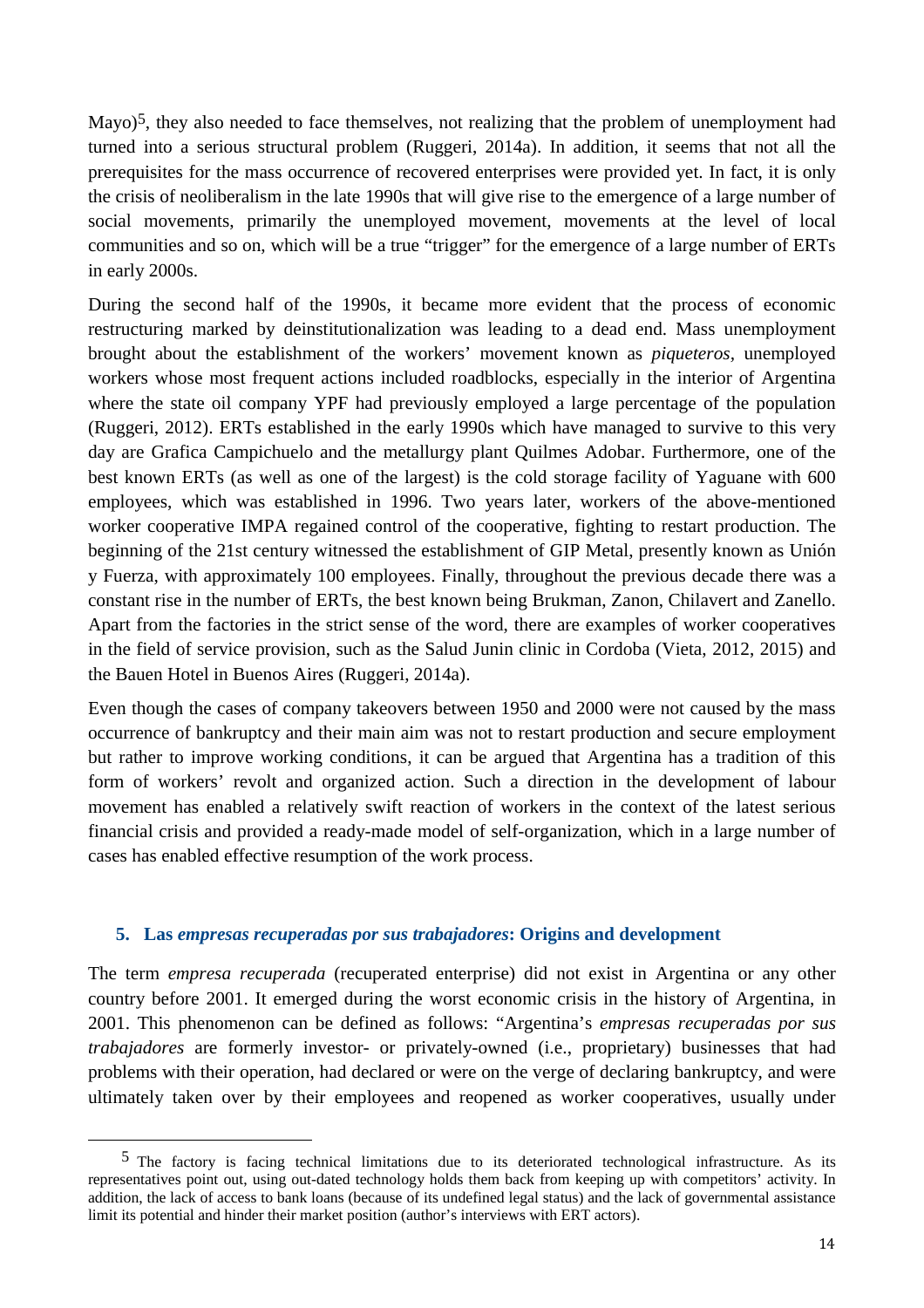Mayo)[5], they also needed to face themselves, not realizing that the problem of unemployment had turned into a serious structural problem (Ruggeri, 2014a). In addition, it seems that not all the prerequisites for the mass occurrence of recovered enterprises were provided yet. In fact, it is only the crisis of neoliberalism in the late 1990s that will give rise to the emergence of a large number of social movements, primarily the unemployed movement, movements at the level of local communities and so on, which will be a true "trigger" for the emergence of a large number of ERTs in early 2000s.

During the second half of the 1990s, it became more evident that the process of economic restructuring marked by deinstitutionalization was leading to a dead end. Mass unemployment brought about the establishment of the workers' movement known as *piqueteros*, unemployed workers whose most frequent actions included roadblocks, especially in the interior of Argentina where the state oil company YPF had previously employed a large percentage of the population (Ruggeri, 2012). ERTs established in the early 1990s which have managed to survive to this very day are Grafica Campichuelo and the metallurgy plant Quilmes Adobar. Furthermore, one of the best known ERTs (as well as one of the largest) is the cold storage facility of Yaguane with 600 employees, which was established in 1996. Two years later, workers of the above-mentioned worker cooperative IMPA regained control of the cooperative, fighting to restart production. The beginning of the 21st century witnessed the establishment of GIP Metal, presently known as Unión y Fuerza, with approximately 100 employees. Finally, throughout the previous decade there was a constant rise in the number of ERTs, the best known being Brukman, Zanon, Chilavert and Zanello. Apart from the factories in the strict sense of the word, there are examples of worker cooperatives in the field of service provision, such as the Salud Junin clinic in Cordoba (Vieta, 2012, 2015) and the Bauen Hotel in Buenos Aires (Ruggeri, 2014a).

Even though the cases of company takeovers between 1950 and 2000 were not caused by the mass occurrence of bankruptcy and their main aim was not to restart production and secure employment but rather to improve working conditions, it can be argued that Argentina has a tradition of this form of workers' revolt and organized action. Such a direction in the development of labour movement has enabled a relatively swift reaction of workers in the context of the latest serious financial crisis and provided a ready-made model of self-organization, which in a large number of cases has enabled effective resumption of the work process.

## 5. Las *empresas recuperadas por sus trabajadores*: Origins and development

The term *empresa recuperada* (recuperated enterprise) did not exist in Argentina or any other country before 2001. It emerged during the worst economic crisis in the history of Argentina, in 2001. This phenomenon can be defined as follows: "Argentina's *empresas recuperadas por sus trabajadores* are formerly investor- or privately-owned (i.e., proprietary) businesses that had problems with their operation, had declared or were on the verge of declaring bankruptcy, and were ultimately taken over by their employees and reopened as worker cooperatives, usually under

---

[5] The factory is facing technical limitations due to its deteriorated technological infrastructure. As its representatives point out, using out-dated technology holds them back from keeping up with competitors' activity. In addition, the lack of access to bank loans (because of its undefined legal status) and the lack of governmental assistance limit its potential and hinder their market position (author's interviews with ERT actors).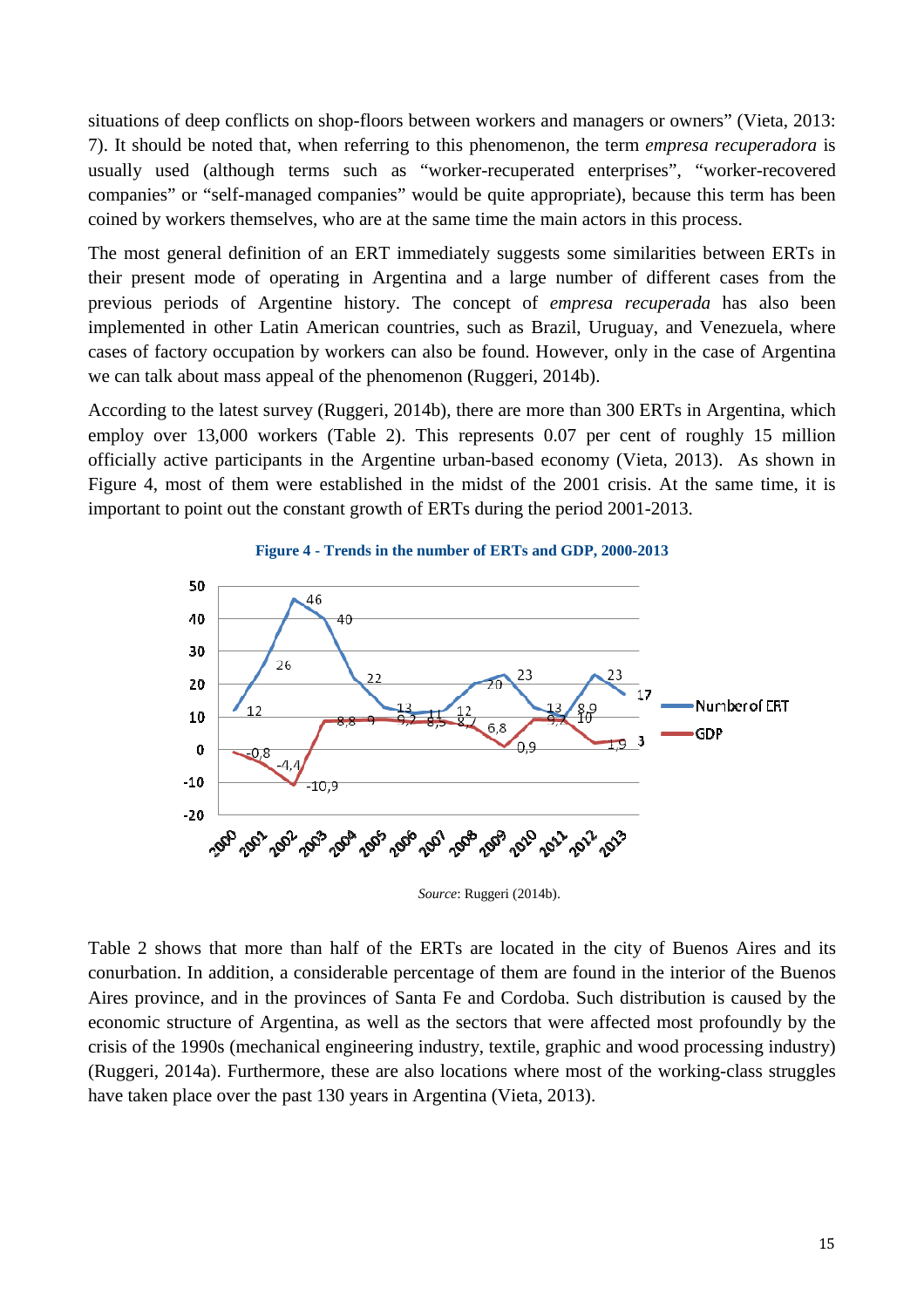situations of deep conflicts on shop-floors between workers and managers or owners" (Vieta, 2013: 7). It should be noted that, when referring to this phenomenon, the term *empresa recuperadora* is usually used (although terms such as "worker-recuperated enterprises", "worker-recovered companies" or "self-managed companies" would be quite appropriate), because this term has been coined by workers themselves, who are at the same time the main actors in this process.

The most general definition of an ERT immediately suggests some similarities between ERTs in their present mode of operating in Argentina and a large number of different cases from the previous periods of Argentine history. The concept of *empresa recuperada* has also been implemented in other Latin American countries, such as Brazil, Uruguay, and Venezuela, where cases of factory occupation by workers can also be found. However, only in the case of Argentina we can talk about mass appeal of the phenomenon (Ruggeri, 2014b).

According to the latest survey (Ruggeri, 2014b), there are more than 300 ERTs in Argentina, which employ over 13,000 workers (Table 2). This represents 0.07 per cent of roughly 15 million officially active participants in the Argentine urban-based economy (Vieta, 2013). As shown in Figure 4, most of them were established in the midst of the 2001 crisis. At the same time, it is important to point out the constant growth of ERTs during the period 2001-2013.

**Figure 4 - Trends in the number of ERTs and GDP, 2000-2013**

*Source*: Ruggeri (2014b).

Table 2 shows that more than half of the ERTs are located in the city of Buenos Aires and its conurbation. In addition, a considerable percentage of them are found in the interior of the Buenos Aires province, and in the provinces of Santa Fe and Cordoba. Such distribution is caused by the economic structure of Argentina, as well as the sectors that were affected most profoundly by the crisis of the 1990s (mechanical engineering industry, textile, graphic and wood processing industry) (Ruggeri, 2014a). Furthermore, these are also locations where most of the working-class struggles have taken place over the past 130 years in Argentina (Vieta, 2013).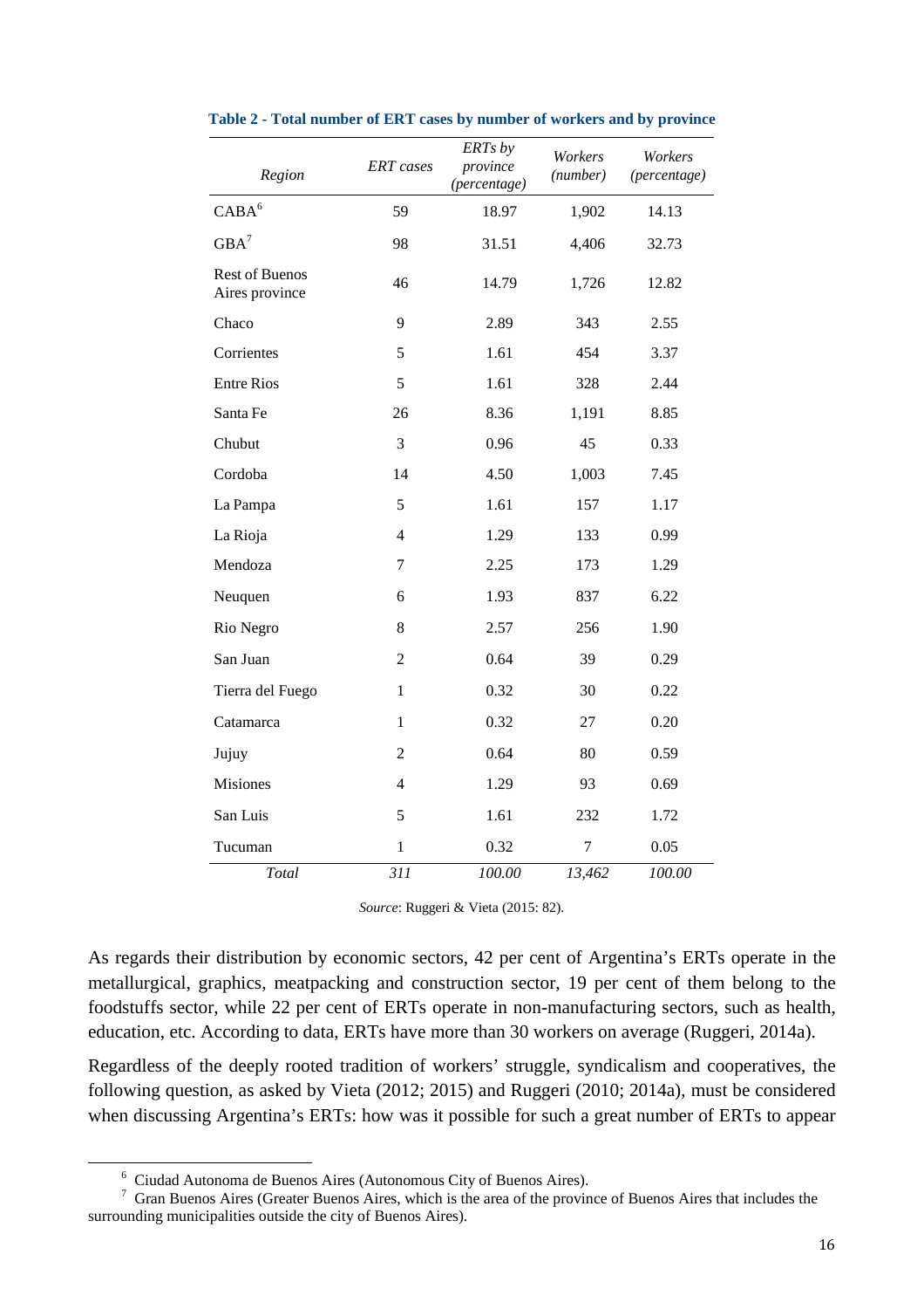**Table 2 - Total number of ERT cases by number of workers and by province**

| *Region* | *ERT cases* | *ERTs by province (percentage)* | *Workers (number)* | *Workers (percentage)* |
|---|---|---|---|---|
| CABA[6] | 59 | 18.97 | 1,902 | 14.13 |
| GBA[7] | 98 | 31.51 | 4,406 | 32.73 |
| Rest of Buenos Aires province | 46 | 14.79 | 1,726 | 12.82 |
| Chaco | 9 | 2.89 | 343 | 2.55 |
| Corrientes | 5 | 1.61 | 454 | 3.37 |
| Entre Rios | 5 | 1.61 | 328 | 2.44 |
| Santa Fe | 26 | 8.36 | 1,191 | 8.85 |
| Chubut | 3 | 0.96 | 45 | 0.33 |
| Cordoba | 14 | 4.50 | 1,003 | 7.45 |
| La Pampa | 5 | 1.61 | 157 | 1.17 |
| La Rioja | 4 | 1.29 | 133 | 0.99 |
| Mendoza | 7 | 2.25 | 173 | 1.29 |
| Neuquen | 6 | 1.93 | 837 | 6.22 |
| Rio Negro | 8 | 2.57 | 256 | 1.90 |
| San Juan | 2 | 0.64 | 39 | 0.29 |
| Tierra del Fuego | 1 | 0.32 | 30 | 0.22 |
| Catamarca | 1 | 0.32 | 27 | 0.20 |
| Jujuy | 2 | 0.64 | 80 | 0.59 |
| Misiones | 4 | 1.29 | 93 | 0.69 |
| San Luis | 5 | 1.61 | 232 | 1.72 |
| Tucuman | 1 | 0.32 | 7 | 0.05 |
| *Total* | *311* | *100.00* | *13,462* | *100.00* |

*Source*: Ruggeri & Vieta (2015: 82).

As regards their distribution by economic sectors, 42 per cent of Argentina's ERTs operate in the metallurgical, graphics, meatpacking and construction sector, 19 per cent of them belong to the foodstuffs sector, while 22 per cent of ERTs operate in non-manufacturing sectors, such as health, education, etc. According to data, ERTs have more than 30 workers on average (Ruggeri, 2014a).

Regardless of the deeply rooted tradition of workers' struggle, syndicalism and cooperatives, the following question, as asked by Vieta (2012; 2015) and Ruggeri (2010; 2014a), must be considered when discussing Argentina's ERTs: how was it possible for such a great number of ERTs to appear

[6] Ciudad Autonoma de Buenos Aires (Autonomous City of Buenos Aires).

[7] Gran Buenos Aires (Greater Buenos Aires, which is the area of the province of Buenos Aires that includes the surrounding municipalities outside the city of Buenos Aires).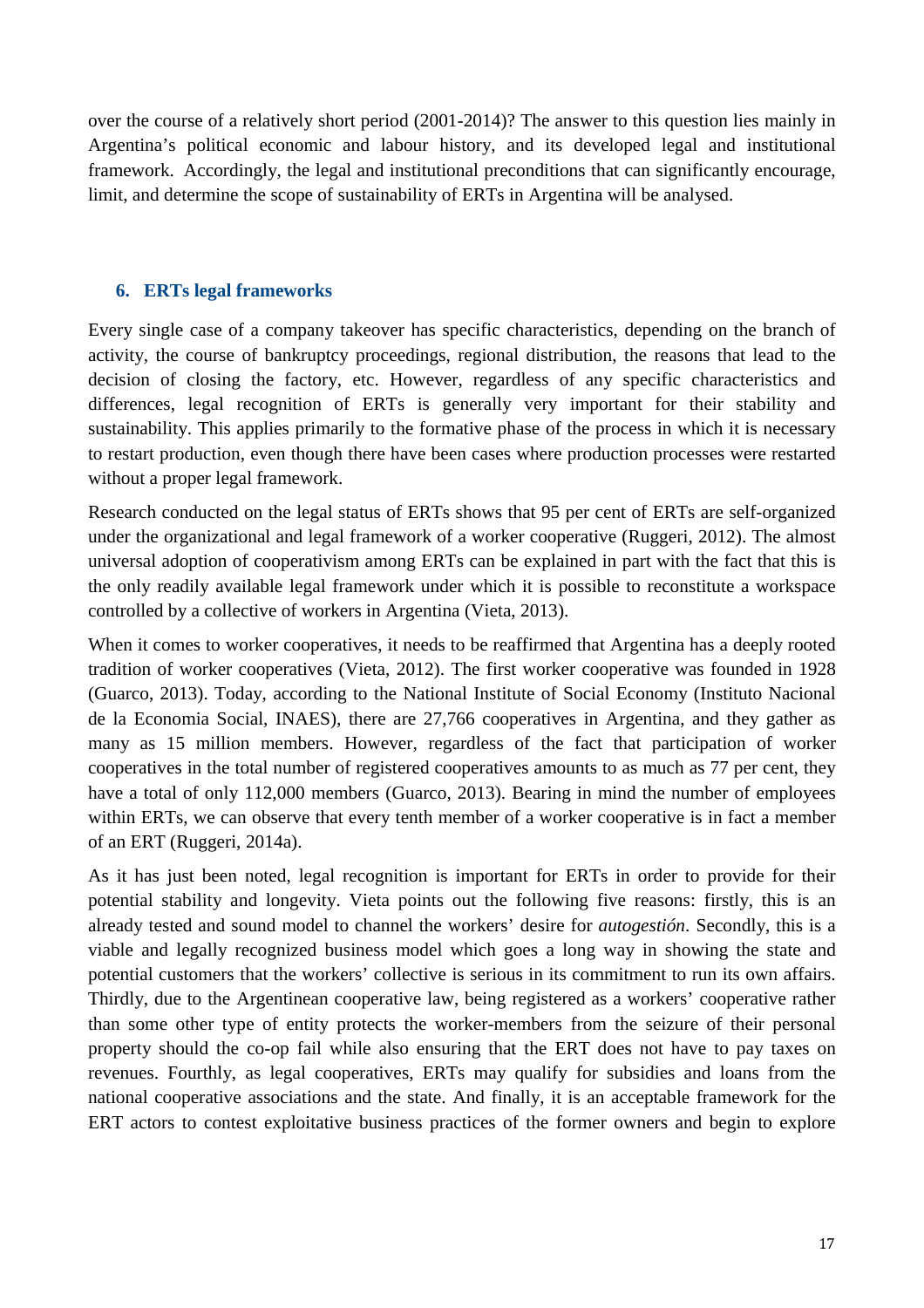over the course of a relatively short period (2001-2014)? The answer to this question lies mainly in Argentina's political economic and labour history, and its developed legal and institutional framework. Accordingly, the legal and institutional preconditions that can significantly encourage, limit, and determine the scope of sustainability of ERTs in Argentina will be analysed.

## 6. ERTs legal frameworks

Every single case of a company takeover has specific characteristics, depending on the branch of activity, the course of bankruptcy proceedings, regional distribution, the reasons that lead to the decision of closing the factory, etc. However, regardless of any specific characteristics and differences, legal recognition of ERTs is generally very important for their stability and sustainability. This applies primarily to the formative phase of the process in which it is necessary to restart production, even though there have been cases where production processes were restarted without a proper legal framework.

Research conducted on the legal status of ERTs shows that 95 per cent of ERTs are self-organized under the organizational and legal framework of a worker cooperative (Ruggeri, 2012). The almost universal adoption of cooperativism among ERTs can be explained in part with the fact that this is the only readily available legal framework under which it is possible to reconstitute a workspace controlled by a collective of workers in Argentina (Vieta, 2013).

When it comes to worker cooperatives, it needs to be reaffirmed that Argentina has a deeply rooted tradition of worker cooperatives (Vieta, 2012). The first worker cooperative was founded in 1928 (Guarco, 2013). Today, according to the National Institute of Social Economy (Instituto Nacional de la Economia Social, INAES), there are 27,766 cooperatives in Argentina, and they gather as many as 15 million members. However, regardless of the fact that participation of worker cooperatives in the total number of registered cooperatives amounts to as much as 77 per cent, they have a total of only 112,000 members (Guarco, 2013). Bearing in mind the number of employees within ERTs, we can observe that every tenth member of a worker cooperative is in fact a member of an ERT (Ruggeri, 2014a).

As it has just been noted, legal recognition is important for ERTs in order to provide for their potential stability and longevity. Vieta points out the following five reasons: firstly, this is an already tested and sound model to channel the workers' desire for *autogestión*. Secondly, this is a viable and legally recognized business model which goes a long way in showing the state and potential customers that the workers' collective is serious in its commitment to run its own affairs. Thirdly, due to the Argentinean cooperative law, being registered as a workers' cooperative rather than some other type of entity protects the worker-members from the seizure of their personal property should the co-op fail while also ensuring that the ERT does not have to pay taxes on revenues. Fourthly, as legal cooperatives, ERTs may qualify for subsidies and loans from the national cooperative associations and the state. And finally, it is an acceptable framework for the ERT actors to contest exploitative business practices of the former owners and begin to explore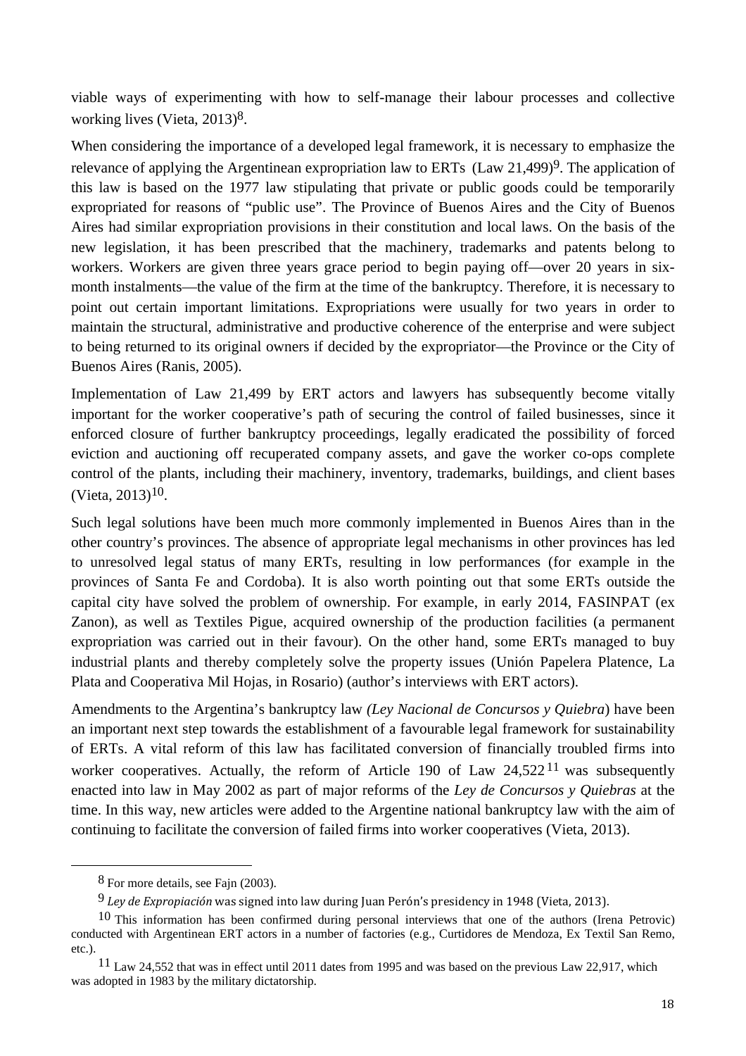viable ways of experimenting with how to self-manage their labour processes and collective working lives (Vieta, 2013)[8].

When considering the importance of a developed legal framework, it is necessary to emphasize the relevance of applying the Argentinean expropriation law to ERTs (Law 21,499)[9]. The application of this law is based on the 1977 law stipulating that private or public goods could be temporarily expropriated for reasons of "public use". The Province of Buenos Aires and the City of Buenos Aires had similar expropriation provisions in their constitution and local laws. On the basis of the new legislation, it has been prescribed that the machinery, trademarks and patents belong to workers. Workers are given three years grace period to begin paying off—over 20 years in six-month instalments—the value of the firm at the time of the bankruptcy. Therefore, it is necessary to point out certain important limitations. Expropriations were usually for two years in order to maintain the structural, administrative and productive coherence of the enterprise and were subject to being returned to its original owners if decided by the expropriator—the Province or the City of Buenos Aires (Ranis, 2005).

Implementation of Law 21,499 by ERT actors and lawyers has subsequently become vitally important for the worker cooperative's path of securing the control of failed businesses, since it enforced closure of further bankruptcy proceedings, legally eradicated the possibility of forced eviction and auctioning off recuperated company assets, and gave the worker co-ops complete control of the plants, including their machinery, inventory, trademarks, buildings, and client bases (Vieta, 2013)[10].

Such legal solutions have been much more commonly implemented in Buenos Aires than in the other country's provinces. The absence of appropriate legal mechanisms in other provinces has led to unresolved legal status of many ERTs, resulting in low performances (for example in the provinces of Santa Fe and Cordoba). It is also worth pointing out that some ERTs outside the capital city have solved the problem of ownership. For example, in early 2014, FASINPAT (ex Zanon), as well as Textiles Pigue, acquired ownership of the production facilities (a permanent expropriation was carried out in their favour). On the other hand, some ERTs managed to buy industrial plants and thereby completely solve the property issues (Unión Papelera Platence, La Plata and Cooperativa Mil Hojas, in Rosario) (author's interviews with ERT actors).

Amendments to the Argentina's bankruptcy law *(Ley Nacional de Concursos y Quiebra*) have been an important next step towards the establishment of a favourable legal framework for sustainability of ERTs. A vital reform of this law has facilitated conversion of financially troubled firms into worker cooperatives. Actually, the reform of Article 190 of Law 24,522[11] was subsequently enacted into law in May 2002 as part of major reforms of the *Ley de Concursos y Quiebras* at the time. In this way, new articles were added to the Argentine national bankruptcy law with the aim of continuing to facilitate the conversion of failed firms into worker cooperatives (Vieta, 2013).

---

[8] For more details, see Fajn (2003).

[9] *Ley de Expropiación* was signed into law during Juan Perón's presidency in 1948 (Vieta, 2013).

[10] This information has been confirmed during personal interviews that one of the authors (Irena Petrovic) conducted with Argentinean ERT actors in a number of factories (e.g., Curtidores de Mendoza, Ex Textil San Remo, etc.).

[11] Law 24,552 that was in effect until 2011 dates from 1995 and was based on the previous Law 22,917, which was adopted in 1983 by the military dictatorship.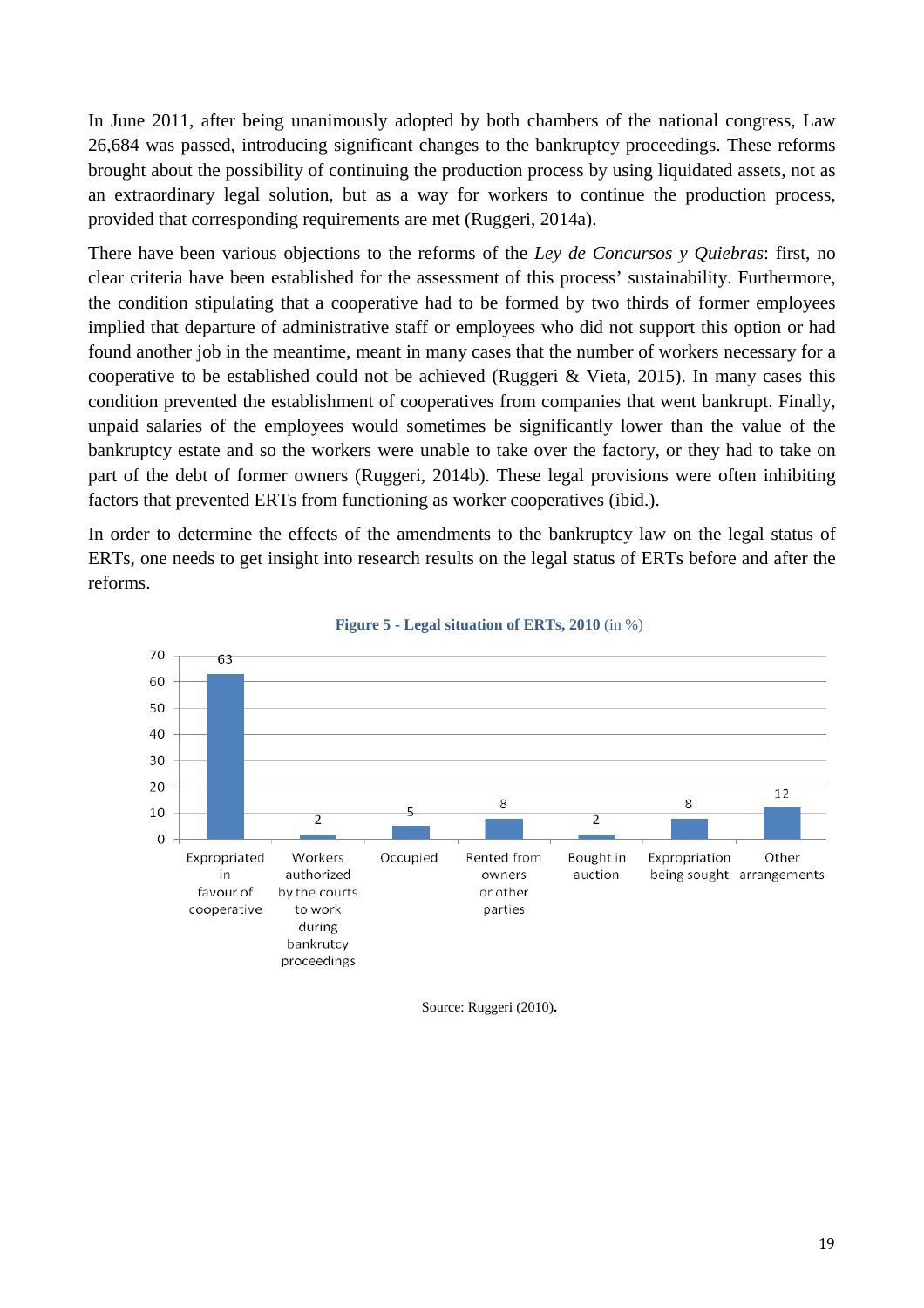In June 2011, after being unanimously adopted by both chambers of the national congress, Law 26,684 was passed, introducing significant changes to the bankruptcy proceedings. These reforms brought about the possibility of continuing the production process by using liquidated assets, not as an extraordinary legal solution, but as a way for workers to continue the production process, provided that corresponding requirements are met (Ruggeri, 2014a).

There have been various objections to the reforms of the *Ley de Concursos y Quiebras*: first, no clear criteria have been established for the assessment of this process' sustainability. Furthermore, the condition stipulating that a cooperative had to be formed by two thirds of former employees implied that departure of administrative staff or employees who did not support this option or had found another job in the meantime, meant in many cases that the number of workers necessary for a cooperative to be established could not be achieved (Ruggeri & Vieta, 2015). In many cases this condition prevented the establishment of cooperatives from companies that went bankrupt. Finally, unpaid salaries of the employees would sometimes be significantly lower than the value of the bankruptcy estate and so the workers were unable to take over the factory, or they had to take on part of the debt of former owners (Ruggeri, 2014b). These legal provisions were often inhibiting factors that prevented ERTs from functioning as worker cooperatives (ibid.).

In order to determine the effects of the amendments to the bankruptcy law on the legal status of ERTs, one needs to get insight into research results on the legal status of ERTs before and after the reforms.

**Figure 5 - Legal situation of ERTs, 2010** (in %)

| Legal situation | % |
|---|---|
| Expropriated in favour of cooperative | 63 |
| Workers authorized by the courts to work during bankrutcy proceedings | 2 |
| Occupied | 5 |
| Rented from owners or other parties | 8 |
| Bought in auction | 2 |
| Expropriation being sought | 8 |
| Other arrangements | 12 |

Source: Ruggeri (2010).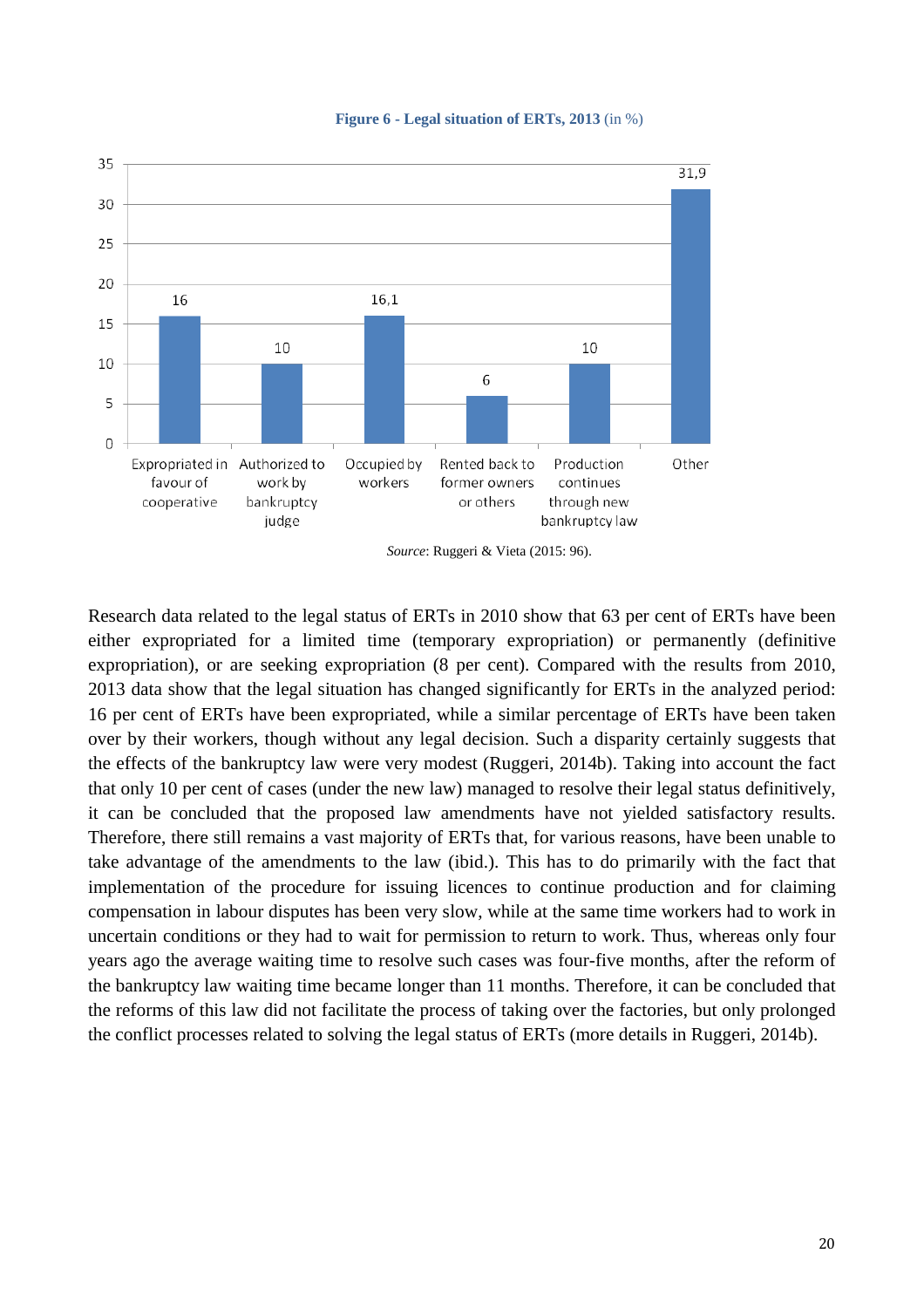**Figure 6 - Legal situation of ERTs, 2013** (in %)

| Category | % |
|---|---|
| Expropriated in favour of cooperative | 16 |
| Authorized to work by bankruptcy judge | 10 |
| Occupied by workers | 16,1 |
| Rented back to former owners or others | 6 |
| Production continues through new bankruptcy law | 10 |
| Other | 31,9 |

*Source*: Ruggeri & Vieta (2015: 96).

Research data related to the legal status of ERTs in 2010 show that 63 per cent of ERTs have been either expropriated for a limited time (temporary expropriation) or permanently (definitive expropriation), or are seeking expropriation (8 per cent). Compared with the results from 2010, 2013 data show that the legal situation has changed significantly for ERTs in the analyzed period: 16 per cent of ERTs have been expropriated, while a similar percentage of ERTs have been taken over by their workers, though without any legal decision. Such a disparity certainly suggests that the effects of the bankruptcy law were very modest (Ruggeri, 2014b). Taking into account the fact that only 10 per cent of cases (under the new law) managed to resolve their legal status definitively, it can be concluded that the proposed law amendments have not yielded satisfactory results. Therefore, there still remains a vast majority of ERTs that, for various reasons, have been unable to take advantage of the amendments to the law (ibid.). This has to do primarily with the fact that implementation of the procedure for issuing licences to continue production and for claiming compensation in labour disputes has been very slow, while at the same time workers had to work in uncertain conditions or they had to wait for permission to return to work. Thus, whereas only four years ago the average waiting time to resolve such cases was four-five months, after the reform of the bankruptcy law waiting time became longer than 11 months. Therefore, it can be concluded that the reforms of this law did not facilitate the process of taking over the factories, but only prolonged the conflict processes related to solving the legal status of ERTs (more details in Ruggeri, 2014b).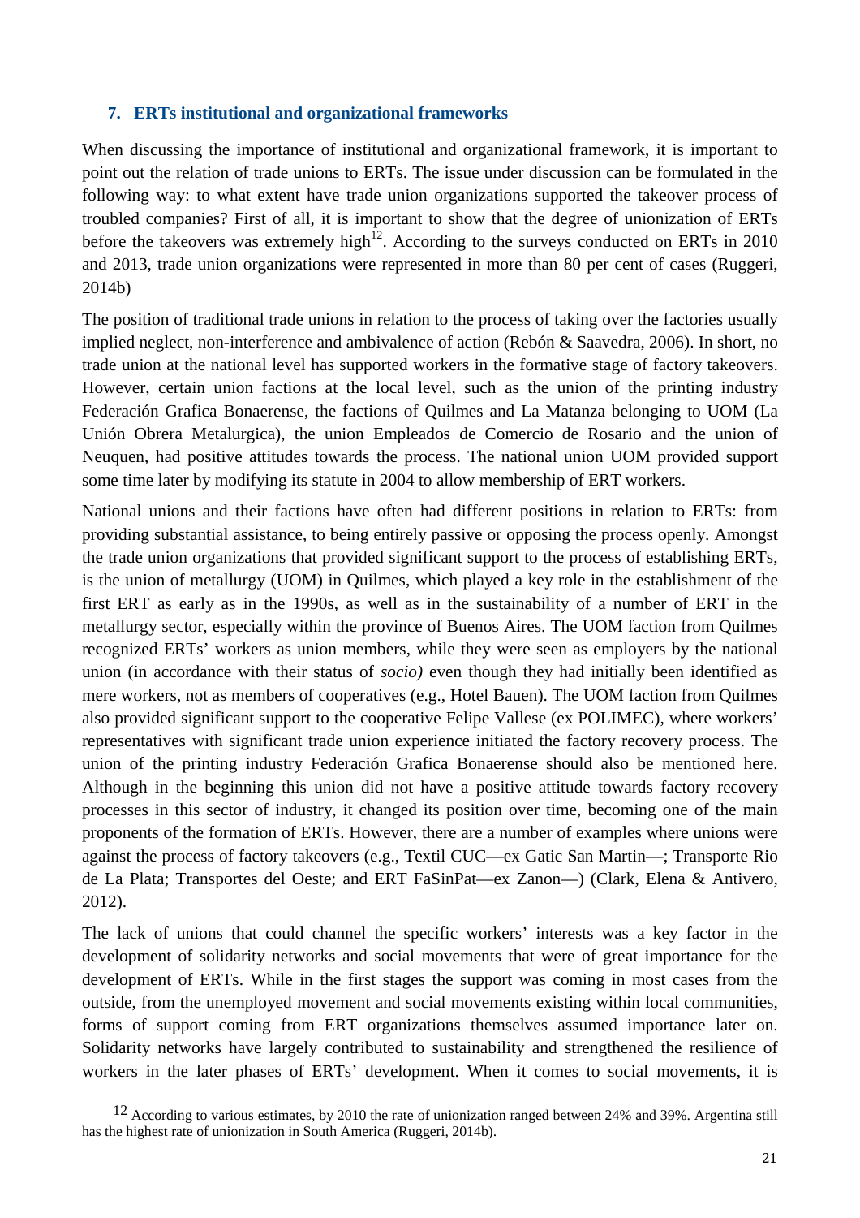## 7. ERTs institutional and organizational frameworks

When discussing the importance of institutional and organizational framework, it is important to point out the relation of trade unions to ERTs. The issue under discussion can be formulated in the following way: to what extent have trade union organizations supported the takeover process of troubled companies? First of all, it is important to show that the degree of unionization of ERTs before the takeovers was extremely high[12]. According to the surveys conducted on ERTs in 2010 and 2013, trade union organizations were represented in more than 80 per cent of cases (Ruggeri, 2014b)

The position of traditional trade unions in relation to the process of taking over the factories usually implied neglect, non-interference and ambivalence of action (Rebón & Saavedra, 2006). In short, no trade union at the national level has supported workers in the formative stage of factory takeovers. However, certain union factions at the local level, such as the union of the printing industry Federación Grafica Bonaerense, the factions of Quilmes and La Matanza belonging to UOM (La Unión Obrera Metalurgica), the union Empleados de Comercio de Rosario and the union of Neuquen, had positive attitudes towards the process. The national union UOM provided support some time later by modifying its statute in 2004 to allow membership of ERT workers.

National unions and their factions have often had different positions in relation to ERTs: from providing substantial assistance, to being entirely passive or opposing the process openly. Amongst the trade union organizations that provided significant support to the process of establishing ERTs, is the union of metallurgy (UOM) in Quilmes, which played a key role in the establishment of the first ERT as early as in the 1990s, as well as in the sustainability of a number of ERT in the metallurgy sector, especially within the province of Buenos Aires. The UOM faction from Quilmes recognized ERTs' workers as union members, while they were seen as employers by the national union (in accordance with their status of *socio)* even though they had initially been identified as mere workers, not as members of cooperatives (e.g., Hotel Bauen). The UOM faction from Quilmes also provided significant support to the cooperative Felipe Vallese (ex POLIMEC), where workers' representatives with significant trade union experience initiated the factory recovery process. The union of the printing industry Federación Grafica Bonaerense should also be mentioned here. Although in the beginning this union did not have a positive attitude towards factory recovery processes in this sector of industry, it changed its position over time, becoming one of the main proponents of the formation of ERTs. However, there are a number of examples where unions were against the process of factory takeovers (e.g., Textil CUC—ex Gatic San Martin—; Transporte Rio de La Plata; Transportes del Oeste; and ERT FaSinPat—ex Zanon—) (Clark, Elena & Antivero, 2012).

The lack of unions that could channel the specific workers' interests was a key factor in the development of solidarity networks and social movements that were of great importance for the development of ERTs. While in the first stages the support was coming in most cases from the outside, from the unemployed movement and social movements existing within local communities, forms of support coming from ERT organizations themselves assumed importance later on. Solidarity networks have largely contributed to sustainability and strengthened the resilience of workers in the later phases of ERTs' development. When it comes to social movements, it is

[12] According to various estimates, by 2010 the rate of unionization ranged between 24% and 39%. Argentina still has the highest rate of unionization in South America (Ruggeri, 2014b).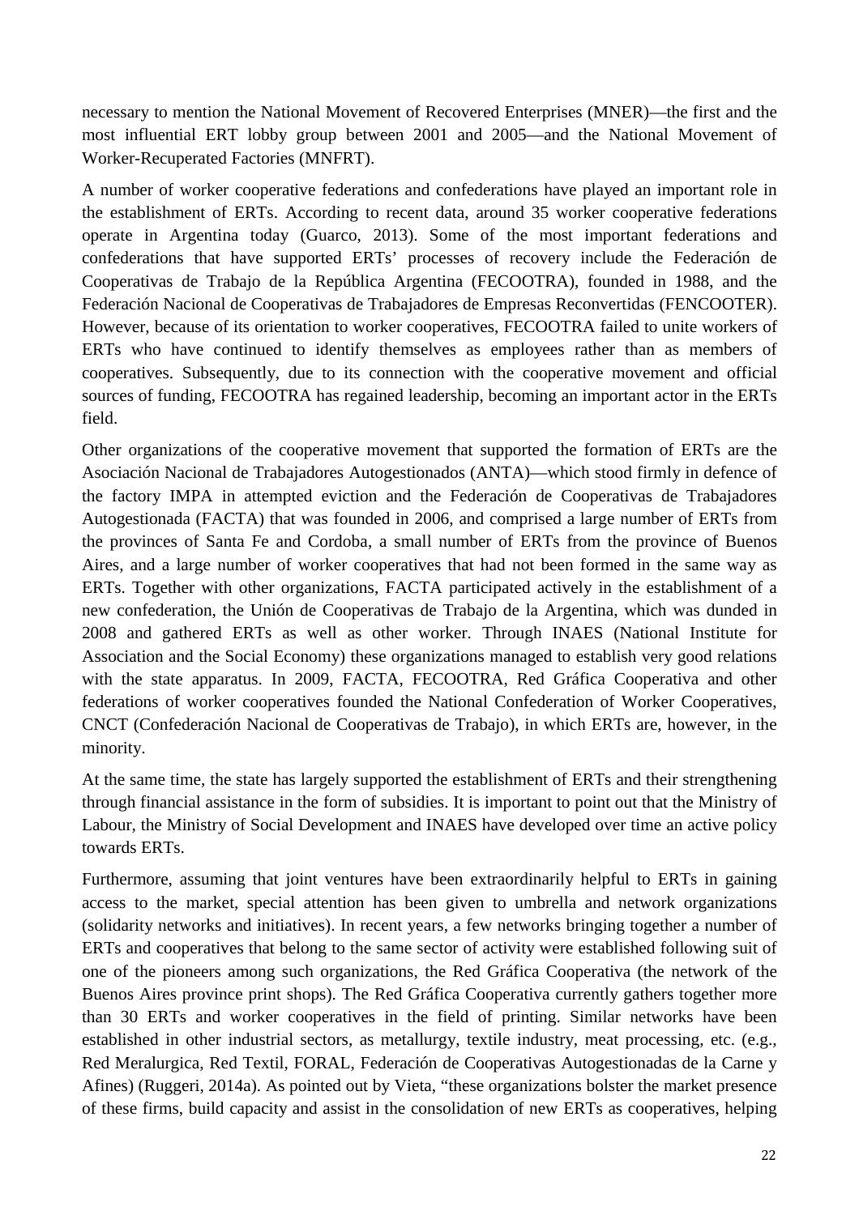necessary to mention the National Movement of Recovered Enterprises (MNER)—the first and the most influential ERT lobby group between 2001 and 2005—and the National Movement of Worker-Recuperated Factories (MNFRT).

A number of worker cooperative federations and confederations have played an important role in the establishment of ERTs. According to recent data, around 35 worker cooperative federations operate in Argentina today (Guarco, 2013). Some of the most important federations and confederations that have supported ERTs' processes of recovery include the Federación de Cooperativas de Trabajo de la República Argentina (FECOOTRA), founded in 1988, and the Federación Nacional de Cooperativas de Trabajadores de Empresas Reconvertidas (FENCOOTER). However, because of its orientation to worker cooperatives, FECOOTRA failed to unite workers of ERTs who have continued to identify themselves as employees rather than as members of cooperatives. Subsequently, due to its connection with the cooperative movement and official sources of funding, FECOOTRA has regained leadership, becoming an important actor in the ERTs field.

Other organizations of the cooperative movement that supported the formation of ERTs are the Asociación Nacional de Trabajadores Autogestionados (ANTA)—which stood firmly in defence of the factory IMPA in attempted eviction and the Federación de Cooperativas de Trabajadores Autogestionada (FACTA) that was founded in 2006, and comprised a large number of ERTs from the provinces of Santa Fe and Cordoba, a small number of ERTs from the province of Buenos Aires, and a large number of worker cooperatives that had not been formed in the same way as ERTs. Together with other organizations, FACTA participated actively in the establishment of a new confederation, the Unión de Cooperativas de Trabajo de la Argentina, which was dunded in 2008 and gathered ERTs as well as other worker. Through INAES (National Institute for Association and the Social Economy) these organizations managed to establish very good relations with the state apparatus. In 2009, FACTA, FECOOTRA, Red Gráfica Cooperativa and other federations of worker cooperatives founded the National Confederation of Worker Cooperatives, CNCT (Confederación Nacional de Cooperativas de Trabajo), in which ERTs are, however, in the minority.

At the same time, the state has largely supported the establishment of ERTs and their strengthening through financial assistance in the form of subsidies. It is important to point out that the Ministry of Labour, the Ministry of Social Development and INAES have developed over time an active policy towards ERTs.

Furthermore, assuming that joint ventures have been extraordinarily helpful to ERTs in gaining access to the market, special attention has been given to umbrella and network organizations (solidarity networks and initiatives). In recent years, a few networks bringing together a number of ERTs and cooperatives that belong to the same sector of activity were established following suit of one of the pioneers among such organizations, the Red Gráfica Cooperativa (the network of the Buenos Aires province print shops). The Red Gráfica Cooperativa currently gathers together more than 30 ERTs and worker cooperatives in the field of printing. Similar networks have been established in other industrial sectors, as metallurgy, textile industry, meat processing, etc. (e.g., Red Meralurgica, Red Textil, FORAL, Federación de Cooperativas Autogestionadas de la Carne y Afines) (Ruggeri, 2014a). As pointed out by Vieta, "these organizations bolster the market presence of these firms, build capacity and assist in the consolidation of new ERTs as cooperatives, helping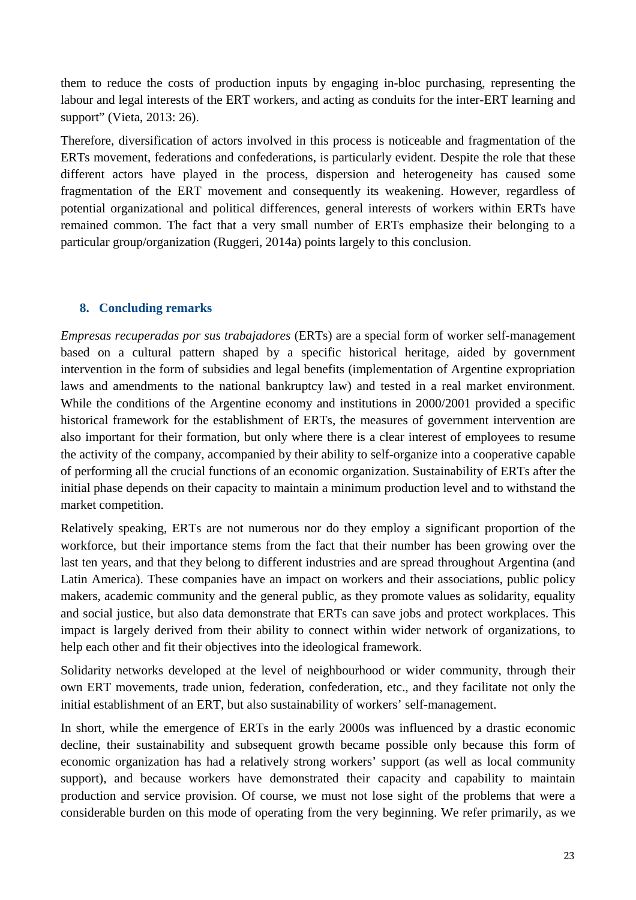them to reduce the costs of production inputs by engaging in-bloc purchasing, representing the labour and legal interests of the ERT workers, and acting as conduits for the inter-ERT learning and support" (Vieta, 2013: 26).

Therefore, diversification of actors involved in this process is noticeable and fragmentation of the ERTs movement, federations and confederations, is particularly evident. Despite the role that these different actors have played in the process, dispersion and heterogeneity has caused some fragmentation of the ERT movement and consequently its weakening. However, regardless of potential organizational and political differences, general interests of workers within ERTs have remained common. The fact that a very small number of ERTs emphasize their belonging to a particular group/organization (Ruggeri, 2014a) points largely to this conclusion.

## 8. Concluding remarks

*Empresas recuperadas por sus trabajadores* (ERTs) are a special form of worker self-management based on a cultural pattern shaped by a specific historical heritage, aided by government intervention in the form of subsidies and legal benefits (implementation of Argentine expropriation laws and amendments to the national bankruptcy law) and tested in a real market environment. While the conditions of the Argentine economy and institutions in 2000/2001 provided a specific historical framework for the establishment of ERTs, the measures of government intervention are also important for their formation, but only where there is a clear interest of employees to resume the activity of the company, accompanied by their ability to self-organize into a cooperative capable of performing all the crucial functions of an economic organization. Sustainability of ERTs after the initial phase depends on their capacity to maintain a minimum production level and to withstand the market competition.

Relatively speaking, ERTs are not numerous nor do they employ a significant proportion of the workforce, but their importance stems from the fact that their number has been growing over the last ten years, and that they belong to different industries and are spread throughout Argentina (and Latin America). These companies have an impact on workers and their associations, public policy makers, academic community and the general public, as they promote values as solidarity, equality and social justice, but also data demonstrate that ERTs can save jobs and protect workplaces. This impact is largely derived from their ability to connect within wider network of organizations, to help each other and fit their objectives into the ideological framework.

Solidarity networks developed at the level of neighbourhood or wider community, through their own ERT movements, trade union, federation, confederation, etc., and they facilitate not only the initial establishment of an ERT, but also sustainability of workers' self-management.

In short, while the emergence of ERTs in the early 2000s was influenced by a drastic economic decline, their sustainability and subsequent growth became possible only because this form of economic organization has had a relatively strong workers' support (as well as local community support), and because workers have demonstrated their capacity and capability to maintain production and service provision. Of course, we must not lose sight of the problems that were a considerable burden on this mode of operating from the very beginning. We refer primarily, as we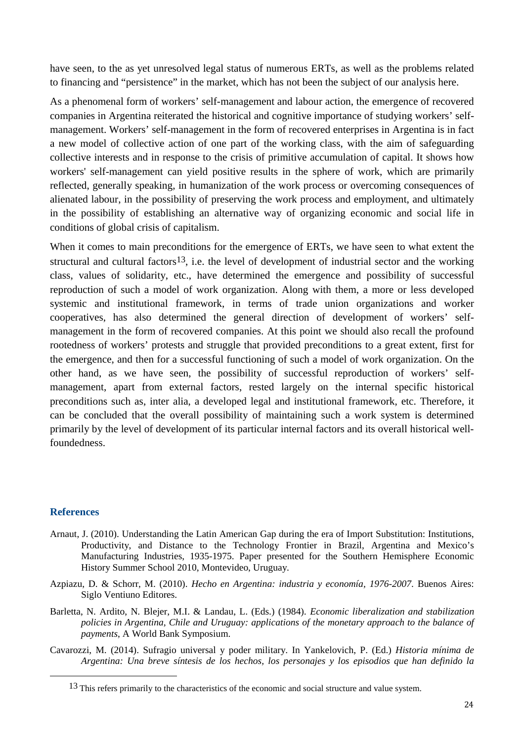have seen, to the as yet unresolved legal status of numerous ERTs, as well as the problems related to financing and "persistence" in the market, which has not been the subject of our analysis here.

As a phenomenal form of workers' self-management and labour action, the emergence of recovered companies in Argentina reiterated the historical and cognitive importance of studying workers' self-management. Workers' self-management in the form of recovered enterprises in Argentina is in fact a new model of collective action of one part of the working class, with the aim of safeguarding collective interests and in response to the crisis of primitive accumulation of capital. It shows how workers' self-management can yield positive results in the sphere of work, which are primarily reflected, generally speaking, in humanization of the work process or overcoming consequences of alienated labour, in the possibility of preserving the work process and employment, and ultimately in the possibility of establishing an alternative way of organizing economic and social life in conditions of global crisis of capitalism.

When it comes to main preconditions for the emergence of ERTs, we have seen to what extent the structural and cultural factors[13], i.e. the level of development of industrial sector and the working class, values of solidarity, etc., have determined the emergence and possibility of successful reproduction of such a model of work organization. Along with them, a more or less developed systemic and institutional framework, in terms of trade union organizations and worker cooperatives, has also determined the general direction of development of workers' self-management in the form of recovered companies. At this point we should also recall the profound rootedness of workers' protests and struggle that provided preconditions to a great extent, first for the emergence, and then for a successful functioning of such a model of work organization. On the other hand, as we have seen, the possibility of successful reproduction of workers' self-management, apart from external factors, rested largely on the internal specific historical preconditions such as, inter alia, a developed legal and institutional framework, etc. Therefore, it can be concluded that the overall possibility of maintaining such a work system is determined primarily by the level of development of its particular internal factors and its overall historical well-foundedness.

## References

Arnaut, J. (2010). Understanding the Latin American Gap during the era of Import Substitution: Institutions, Productivity, and Distance to the Technology Frontier in Brazil, Argentina and Mexico's Manufacturing Industries, 1935-1975. Paper presented for the Southern Hemisphere Economic History Summer School 2010, Montevideo, Uruguay.

Azpiazu, D. & Schorr, M. (2010). *Hecho en Argentina: industria y economía, 1976-2007*. Buenos Aires: Siglo Ventiuno Editores.

Barletta, N. Ardito, N. Blejer, M.I. & Landau, L. (Eds.) (1984). *Economic liberalization and stabilization policies in Argentina, Chile and Uruguay: applications of the monetary approach to the balance of payments*, A World Bank Symposium.

Cavarozzi, M. (2014). Sufragio universal y poder military. In Yankelovich, P. (Ed.) *Historia mínima de Argentina: Una breve síntesis de los hechos, los personajes y los episodios que han definido la*

[13] This refers primarily to the characteristics of the economic and social structure and value system.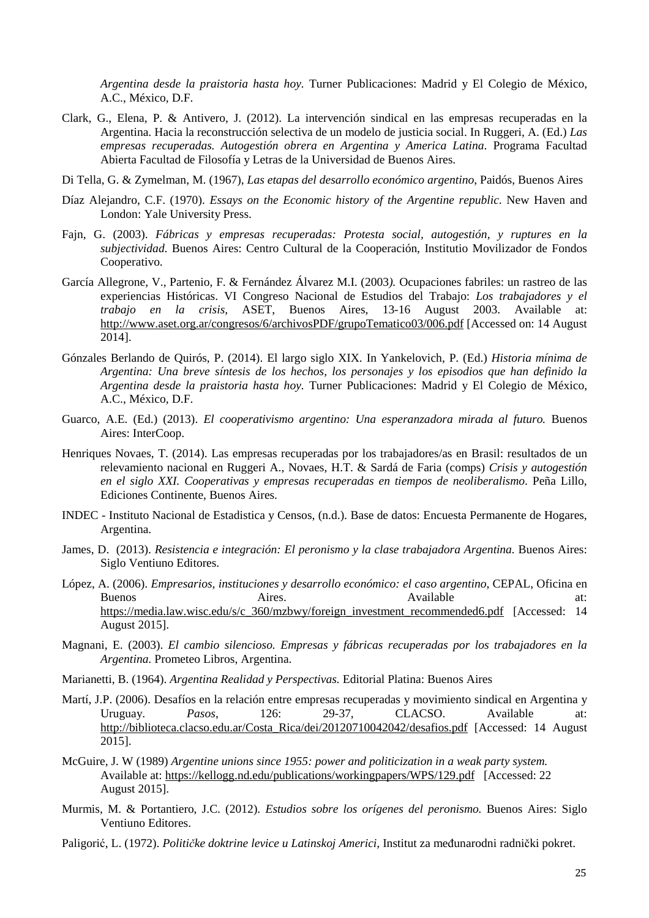*Argentina desde la praistoria hasta hoy*. Turner Publicaciones: Madrid y El Colegio de México, A.C., México, D.F.

Clark, G., Elena, P. & Antivero, J. (2012). La intervención sindical en las empresas recuperadas en la Argentina. Hacia la reconstrucción selectiva de un modelo de justicia social. In Ruggeri, A. (Ed.) *Las empresas recuperadas. Autogestión obrera en Argentina y America Latina*. Programa Facultad Abierta Facultad de Filosofía y Letras de la Universidad de Buenos Aires.

Di Tella, G. & Zymelman, M. (1967), *Las etapas del desarrollo económico argentino*, Paidós, Buenos Aires

Díaz Alejandro, C.F. (1970). *Essays on the Economic history of the Argentine republic*. New Haven and London: Yale University Press.

Fajn, G. (2003). *Fábricas y empresas recuperadas: Protesta social, autogestión, y ruptures en la subjectividad.* Buenos Aires: Centro Cultural de la Cooperación, Institutio Movilizador de Fondos Cooperativo.

García Allegrone, V., Partenio, F. & Fernández Álvarez M.I. (2003*).* Ocupaciones fabriles: un rastreo de las experiencias Históricas. VI Congreso Nacional de Estudios del Trabajo: *Los trabajadores y el trabajo en la crisis,* ASET, Buenos Aires, 13-16 August 2003. Available at: http://www.aset.org.ar/congresos/6/archivosPDF/grupoTematico03/006.pdf [Accessed on: 14 August 2014].

Gónzales Berlando de Quirós, P. (2014). El largo siglo XIX. In Yankelovich, P. (Ed.) *Historia mínima de Argentina: Una breve síntesis de los hechos, los personajes y los episodios que han definido la Argentina desde la praistoria hasta hoy*. Turner Publicaciones: Madrid y El Colegio de México, A.C., México, D.F.

Guarco, A.E. (Ed.) (2013). *El cooperativismo argentino: Una esperanzadora mirada al futuro.* Buenos Aires: InterCoop.

Henriques Novaes, T. (2014). Las empresas recuperadas por los trabajadores/as en Brasil: resultados de un relevamiento nacional en Ruggeri A., Novaes, H.T. & Sardá de Faria (comps) *Crisis y autogestión en el siglo XXI. Cooperativas y empresas recuperadas en tiempos de neoliberalismo*. Peña Lillo, Ediciones Continente, Buenos Aires.

INDEC - Instituto Nacional de Estadistica y Censos, (n.d.). Base de datos: Encuesta Permanente de Hogares, Argentina.

James, D. (2013). *Resistencia e integración: El peronismo y la clase trabajadora Argentina.* Buenos Aires: Siglo Ventiuno Editores.

López, A. (2006). *Empresarios, instituciones y desarrollo económico: el caso argentino*, CEPAL, Oficina en Buenos Aires. Available at: https://media.law.wisc.edu/s/c_360/mzbwy/foreign_investment_recommended6.pdf [Accessed: 14 August 2015].

Magnani, E. (2003). *El cambio silencioso. Empresas y fábricas recuperadas por los trabajadores en la Argentina.* Prometeo Libros, Argentina.

Marianetti, B. (1964). *Argentina Realidad y Perspectivas.* Editorial Platina: Buenos Aires

Martí, J.P. (2006). Desafíos en la relación entre empresas recuperadas y movimiento sindical en Argentina y Uruguay. *Pasos*, 126: 29-37, CLACSO. Available at: http://biblioteca.clacso.edu.ar/Costa_Rica/dei/20120710042042/desafios.pdf [Accessed: 14 August 2015].

McGuire, J. W (1989) *Argentine unions since 1955: power and politicization in a weak party system.* Available at: https://kellogg.nd.edu/publications/workingpapers/WPS/129.pdf [Accessed: 22 August 2015].

Murmis, M. & Portantiero, J.C. (2012). *Estudios sobre los orígenes del peronismo.* Buenos Aires: Siglo Ventiuno Editores.

Paligorić, L. (1972). *Političke doktrine levice u Latinskoj Americi*, Institut za međunarodni radnički pokret.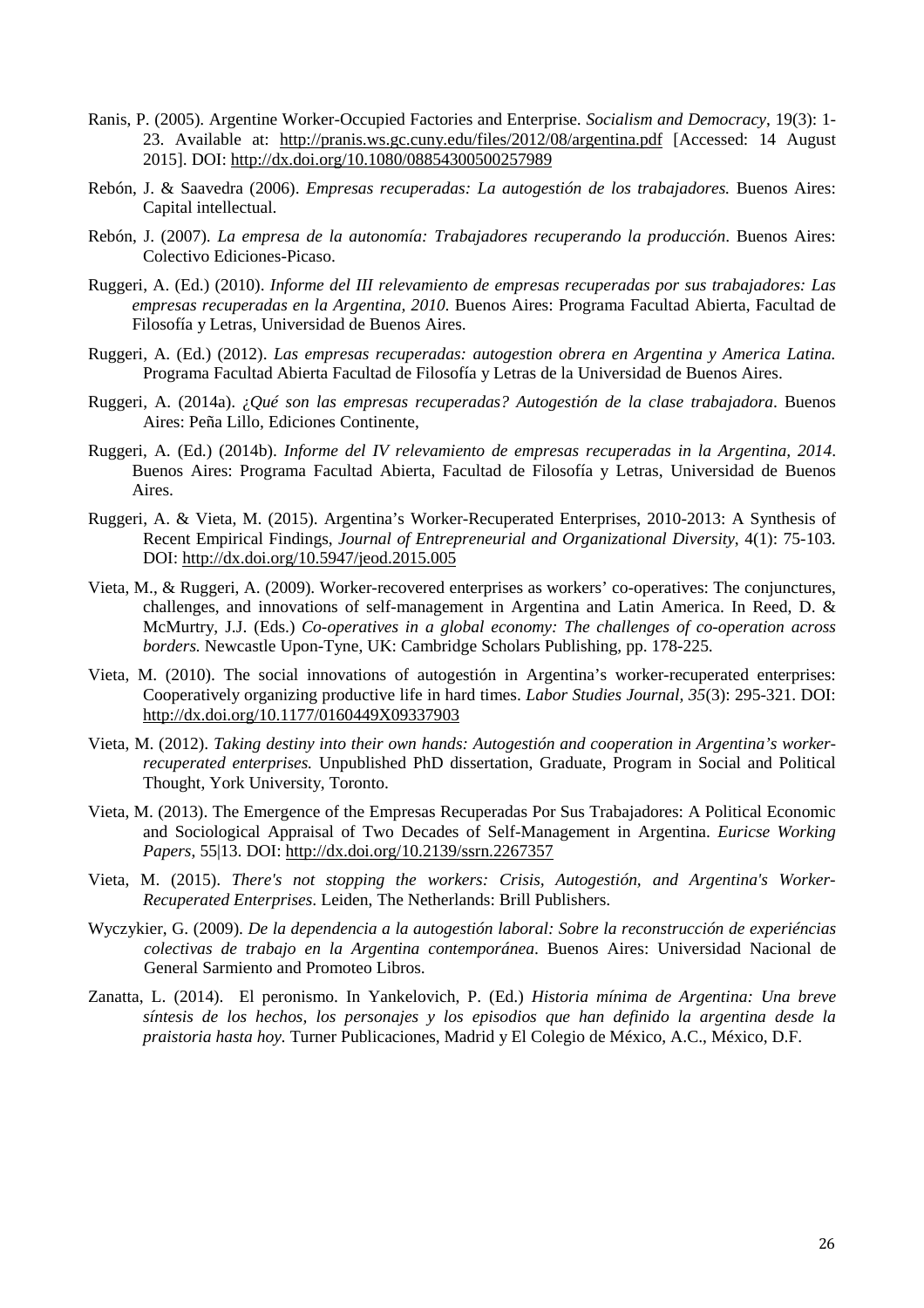Ranis, P. (2005). Argentine Worker-Occupied Factories and Enterprise. *Socialism and Democracy*, 19(3): 1-23. Available at: http://pranis.ws.gc.cuny.edu/files/2012/08/argentina.pdf [Accessed: 14 August 2015]. DOI: http://dx.doi.org/10.1080/08854300500257989

Rebón, J. & Saavedra (2006). *Empresas recuperadas: La autogestión de los trabajadores.* Buenos Aires: Capital intellectual.

Rebón, J. (2007). *La empresa de la autonomía: Trabajadores recuperando la producción*. Buenos Aires: Colectivo Ediciones-Picaso.

Ruggeri, A. (Ed.) (2010). *Informe del III relevamiento de empresas recuperadas por sus trabajadores: Las empresas recuperadas en la Argentina, 2010.* Buenos Aires: Programa Facultad Abierta, Facultad de Filosofía y Letras, Universidad de Buenos Aires.

Ruggeri, A. (Ed.) (2012). *Las empresas recuperadas: autogestion obrera en Argentina y America Latina.* Programa Facultad Abierta Facultad de Filosofía y Letras de la Universidad de Buenos Aires.

Ruggeri, A. (2014a). *¿Qué son las empresas recuperadas? Autogestión de la clase trabajadora*. Buenos Aires: Peña Lillo, Ediciones Continente,

Ruggeri, A. (Ed.) (2014b). *Informe del IV relevamiento de empresas recuperadas in la Argentina, 2014*. Buenos Aires: Programa Facultad Abierta, Facultad de Filosofía y Letras, Universidad de Buenos Aires.

Ruggeri, A. & Vieta, M. (2015). Argentina's Worker-Recuperated Enterprises, 2010-2013: A Synthesis of Recent Empirical Findings, *Journal of Entrepreneurial and Organizational Diversity*, 4(1): 75-103. DOI: http://dx.doi.org/10.5947/jeod.2015.005

Vieta, M., & Ruggeri, A. (2009). Worker-recovered enterprises as workers' co-operatives: The conjunctures, challenges, and innovations of self-management in Argentina and Latin America. In Reed, D. & McMurtry, J.J. (Eds.) *Co-operatives in a global economy: The challenges of co-operation across borders.* Newcastle Upon-Tyne, UK: Cambridge Scholars Publishing, pp. 178-225.

Vieta, M. (2010). The social innovations of autogestión in Argentina's worker-recuperated enterprises: Cooperatively organizing productive life in hard times. *Labor Studies Journal, 35*(3): 295-321. DOI: http://dx.doi.org/10.1177/0160449X09337903

Vieta, M. (2012). *Taking destiny into their own hands: Autogestión and cooperation in Argentina's worker-recuperated enterprises.* Unpublished PhD dissertation, Graduate, Program in Social and Political Thought, York University, Toronto.

Vieta, M. (2013). The Emergence of the Empresas Recuperadas Por Sus Trabajadores: A Political Economic and Sociological Appraisal of Two Decades of Self-Management in Argentina. *Euricse Working Papers*, 55|13. DOI: http://dx.doi.org/10.2139/ssrn.2267357

Vieta, M. (2015). *There's not stopping the workers: Crisis, Autogestión, and Argentina's Worker-Recuperated Enterprises*. Leiden, The Netherlands: Brill Publishers.

Wyczykier, G. (2009). *De la dependencia a la autogestión laboral: Sobre la reconstrucción de experiéncias colectivas de trabajo en la Argentina contemporánea*. Buenos Aires: Universidad Nacional de General Sarmiento and Promoteo Libros.

Zanatta, L. (2014). El peronismo. In Yankelovich, P. (Ed.) *Historia mínima de Argentina: Una breve síntesis de los hechos, los personajes y los episodios que han definido la argentina desde la praistoria hasta hoy.* Turner Publicaciones, Madrid y El Colegio de México, A.C., México, D.F.